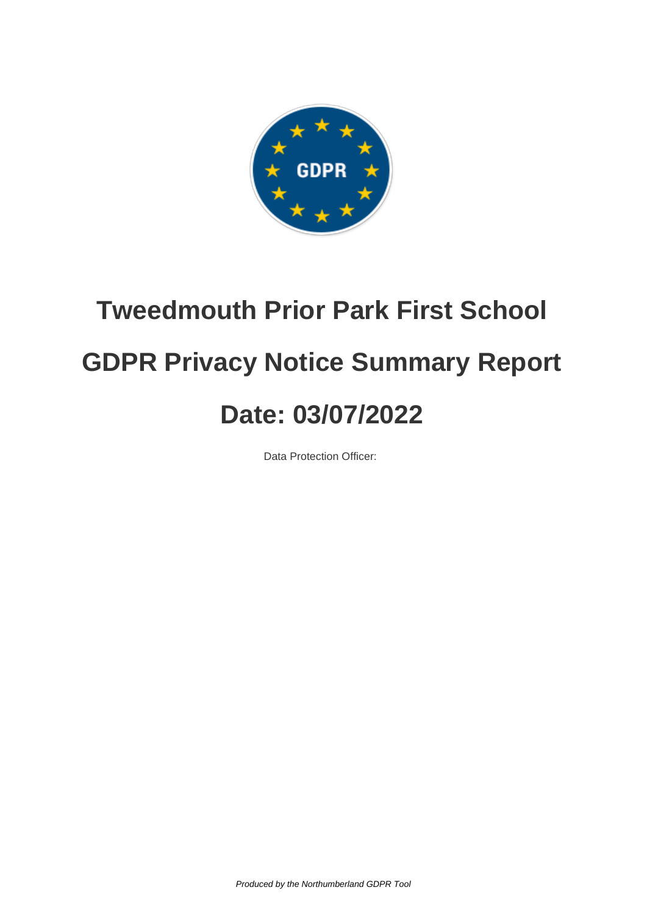# Tweedmouth Prior Park First School

# GDPR Privacy Notice Summary Report

# Date: 03/07/2022

Data Protection Officer:

*Produced by the Northumberland GDPR Tool*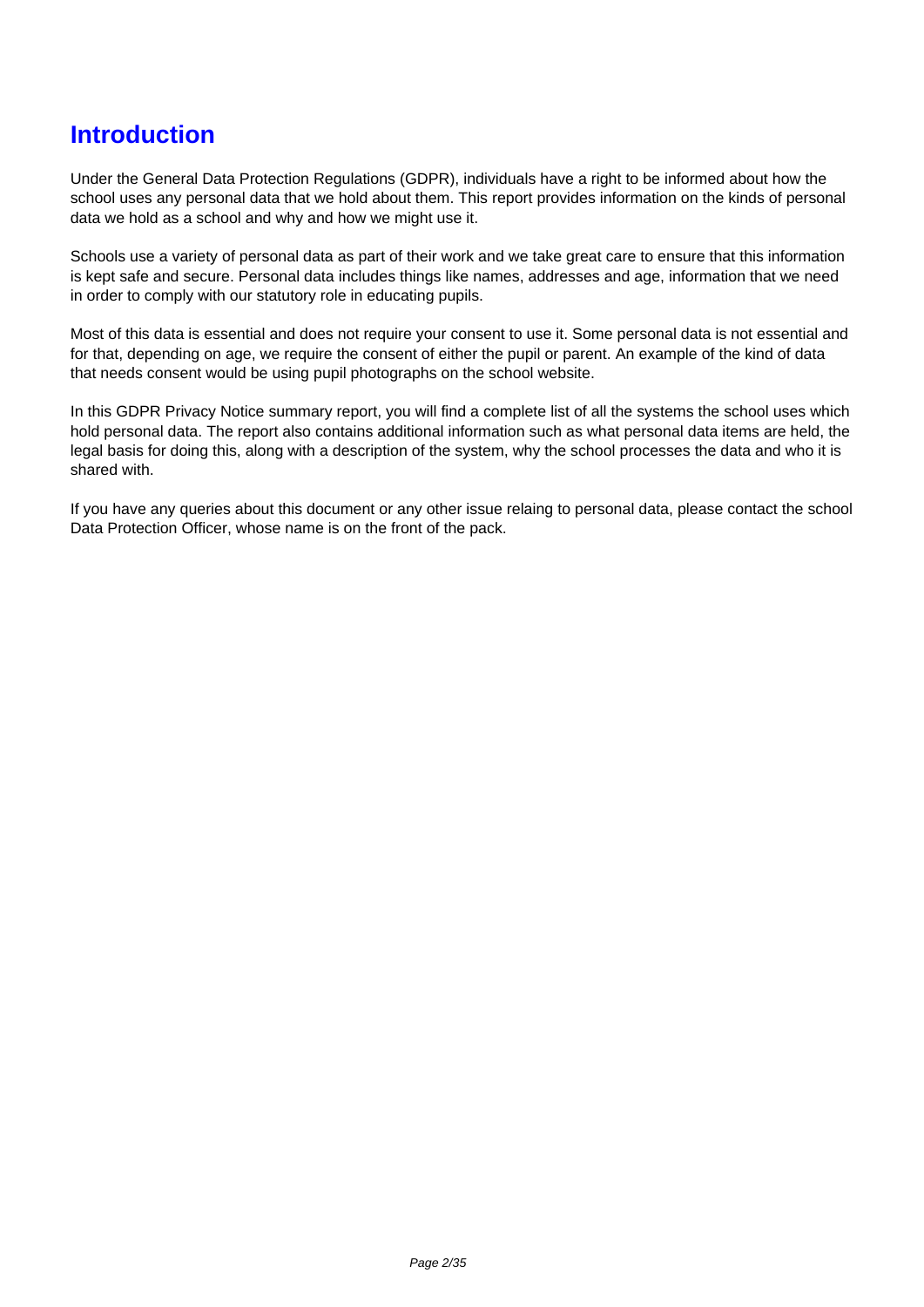# Introduction

Under the General Data Protection Regulations (GDPR), individuals have a right to be informed about how the school uses any personal data that we hold about them. This report provides information on the kinds of personal data we hold as a school and why and how we might use it.

Schools use a variety of personal data as part of their work and we take great care to ensure that this information is kept safe and secure. Personal data includes things like names, addresses and age, information that we need in order to comply with our statutory role in educating pupils.

Most of this data is essential and does not require your consent to use it. Some personal data is not essential and for that, depending on age, we require the consent of either the pupil or parent. An example of the kind of data that needs consent would be using pupil photographs on the school website.

In this GDPR Privacy Notice summary report, you will find a complete list of all the systems the school uses which hold personal data. The report also contains additional information such as what personal data items are held, the legal basis for doing this, along with a description of the system, why the school processes the data and who it is shared with.

If you have any queries about this document or any other issue relaing to personal data, please contact the school Data Protection Officer, whose name is on the front of the pack.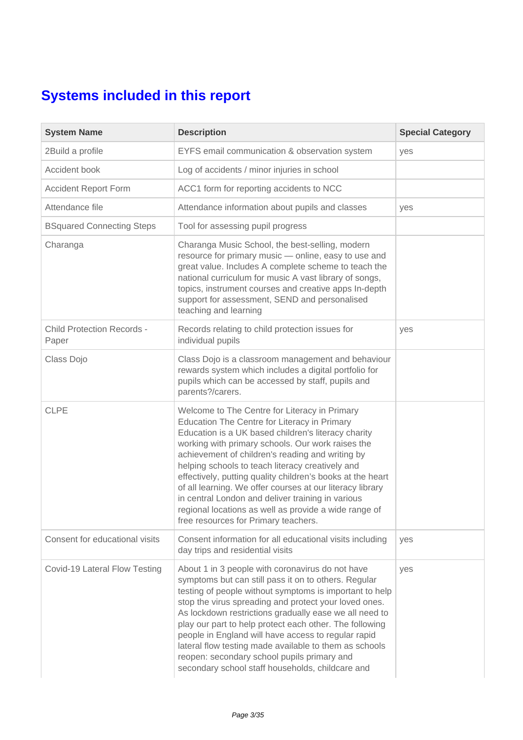# Systems included in this report

| System Name | Description | Special Category |
|---|---|---|
| 2Build a profile | EYFS email communication & observation system | yes |
| Accident book | Log of accidents / minor injuries in school | |
| Accident Report Form | ACC1 form for reporting accidents to NCC | |
| Attendance file | Attendance information about pupils and classes | yes |
| BSquared Connecting Steps | Tool for assessing pupil progress | |
| Charanga | Charanga Music School, the best-selling, modern resource for primary music — online, easy to use and great value. Includes A complete scheme to teach the national curriculum for music A vast library of songs, topics, instrument courses and creative apps In-depth support for assessment, SEND and personalised teaching and learning | |
| Child Protection Records - Paper | Records relating to child protection issues for individual pupils | yes |
| Class Dojo | Class Dojo is a classroom management and behaviour rewards system which includes a digital portfolio for pupils which can be accessed by staff, pupils and parents?/carers. | |
| CLPE | Welcome to The Centre for Literacy in Primary Education The Centre for Literacy in Primary Education is a UK based children's literacy charity working with primary schools. Our work raises the achievement of children's reading and writing by helping schools to teach literacy creatively and effectively, putting quality children's books at the heart of all learning. We offer courses at our literacy library in central London and deliver training in various regional locations as well as provide a wide range of free resources for Primary teachers. | |
| Consent for educational visits | Consent information for all educational visits including day trips and residential visits | yes |
| Covid-19 Lateral Flow Testing | About 1 in 3 people with coronavirus do not have symptoms but can still pass it on to others. Regular testing of people without symptoms is important to help stop the virus spreading and protect your loved ones. As lockdown restrictions gradually ease we all need to play our part to help protect each other. The following people in England will have access to regular rapid lateral flow testing made available to them as schools reopen: secondary school pupils primary and secondary school staff households, childcare and | yes |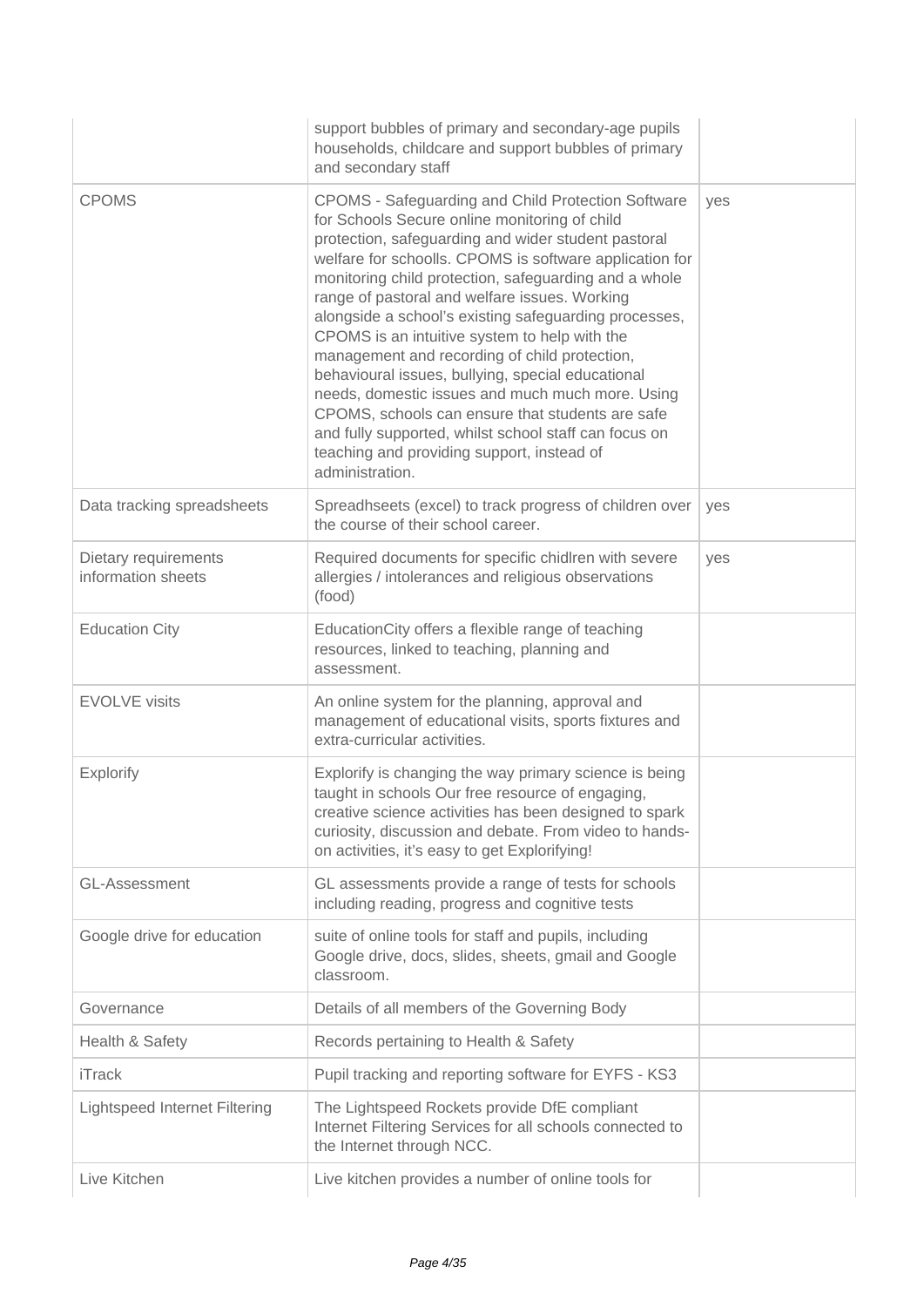| | | |
|---|---|---|
| | support bubbles of primary and secondary-age pupils households, childcare and support bubbles of primary and secondary staff | |
| CPOMS | CPOMS - Safeguarding and Child Protection Software for Schools Secure online monitoring of child protection, safeguarding and wider student pastoral welfare for schoolls. CPOMS is software application for monitoring child protection, safeguarding and a whole range of pastoral and welfare issues. Working alongside a school's existing safeguarding processes, CPOMS is an intuitive system to help with the management and recording of child protection, behavioural issues, bullying, special educational needs, domestic issues and much much more. Using CPOMS, schools can ensure that students are safe and fully supported, whilst school staff can focus on teaching and providing support, instead of administration. | yes |
| Data tracking spreadsheets | Spreadhseets (excel) to track progress of children over the course of their school career. | yes |
| Dietary requirements information sheets | Required documents for specific chidlren with severe allergies / intolerances and religious observations (food) | yes |
| Education City | EducationCity offers a flexible range of teaching resources, linked to teaching, planning and assessment. | |
| EVOLVE visits | An online system for the planning, approval and management of educational visits, sports fixtures and extra-curricular activities. | |
| Explorify | Explorify is changing the way primary science is being taught in schools Our free resource of engaging, creative science activities has been designed to spark curiosity, discussion and debate. From video to hands-on activities, it's easy to get Explorifying! | |
| GL-Assessment | GL assessments provide a range of tests for schools including reading, progress and cognitive tests | |
| Google drive for education | suite of online tools for staff and pupils, including Google drive, docs, slides, sheets, gmail and Google classroom. | |
| Governance | Details of all members of the Governing Body | |
| Health & Safety | Records pertaining to Health & Safety | |
| iTrack | Pupil tracking and reporting software for EYFS - KS3 | |
| Lightspeed Internet Filtering | The Lightspeed Rockets provide DfE compliant Internet Filtering Services for all schools connected to the Internet through NCC. | |
| Live Kitchen | Live kitchen provides a number of online tools for | |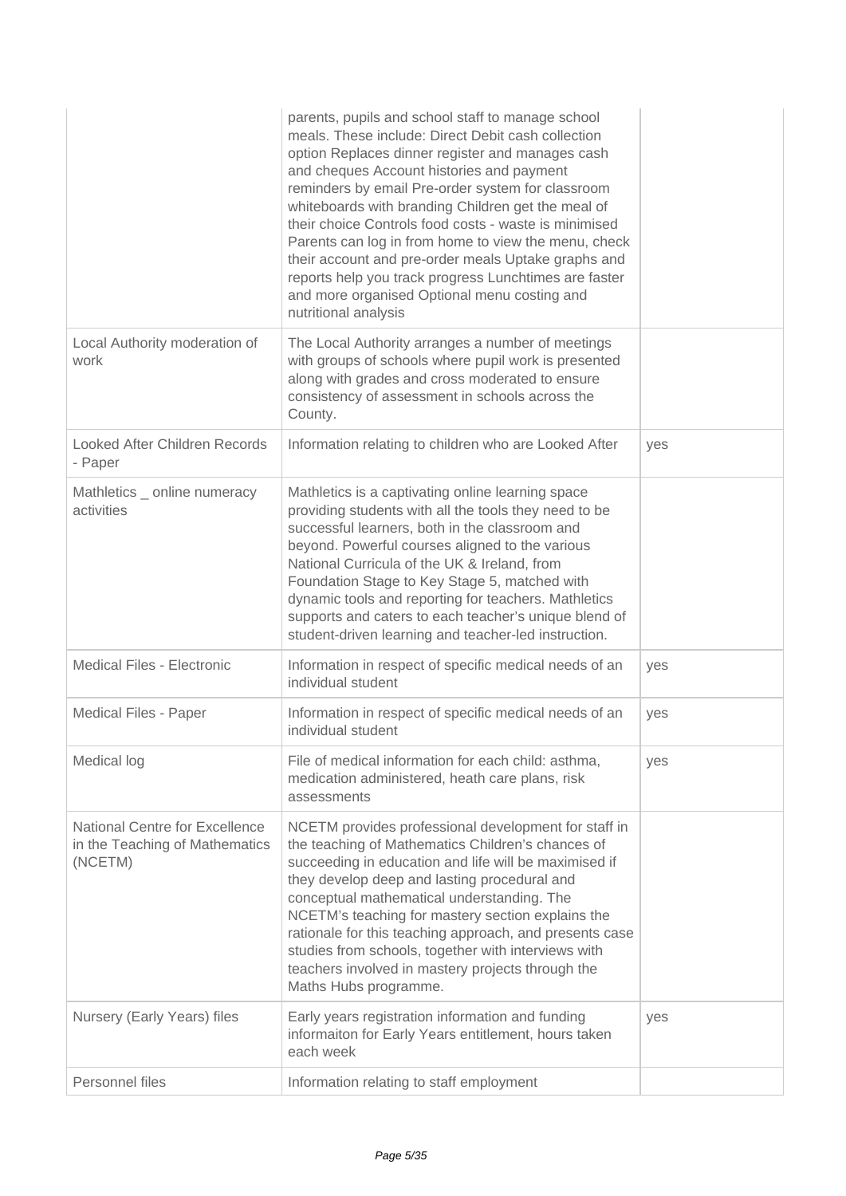| | | |
|---|---|---|
| | parents, pupils and school staff to manage school meals. These include: Direct Debit cash collection option Replaces dinner register and manages cash and cheques Account histories and payment reminders by email Pre-order system for classroom whiteboards with branding Children get the meal of their choice Controls food costs - waste is minimised Parents can log in from home to view the menu, check their account and pre-order meals Uptake graphs and reports help you track progress Lunchtimes are faster and more organised Optional menu costing and nutritional analysis | |
| Local Authority moderation of work | The Local Authority arranges a number of meetings with groups of schools where pupil work is presented along with grades and cross moderated to ensure consistency of assessment in schools across the County. | |
| Looked After Children Records - Paper | Information relating to children who are Looked After | yes |
| Mathletics _ online numeracy activities | Mathletics is a captivating online learning space providing students with all the tools they need to be successful learners, both in the classroom and beyond. Powerful courses aligned to the various National Curricula of the UK & Ireland, from Foundation Stage to Key Stage 5, matched with dynamic tools and reporting for teachers. Mathletics supports and caters to each teacher's unique blend of student-driven learning and teacher-led instruction. | |
| Medical Files - Electronic | Information in respect of specific medical needs of an individual student | yes |
| Medical Files - Paper | Information in respect of specific medical needs of an individual student | yes |
| Medical log | File of medical information for each child: asthma, medication administered, heath care plans, risk assessments | yes |
| National Centre for Excellence in the Teaching of Mathematics (NCETM) | NCETM provides professional development for staff in the teaching of Mathematics Children's chances of succeeding in education and life will be maximised if they develop deep and lasting procedural and conceptual mathematical understanding. The NCETM's teaching for mastery section explains the rationale for this teaching approach, and presents case studies from schools, together with interviews with teachers involved in mastery projects through the Maths Hubs programme. | |
| Nursery (Early Years) files | Early years registration information and funding informaiton for Early Years entitlement, hours taken each week | yes |
| Personnel files | Information relating to staff employment | |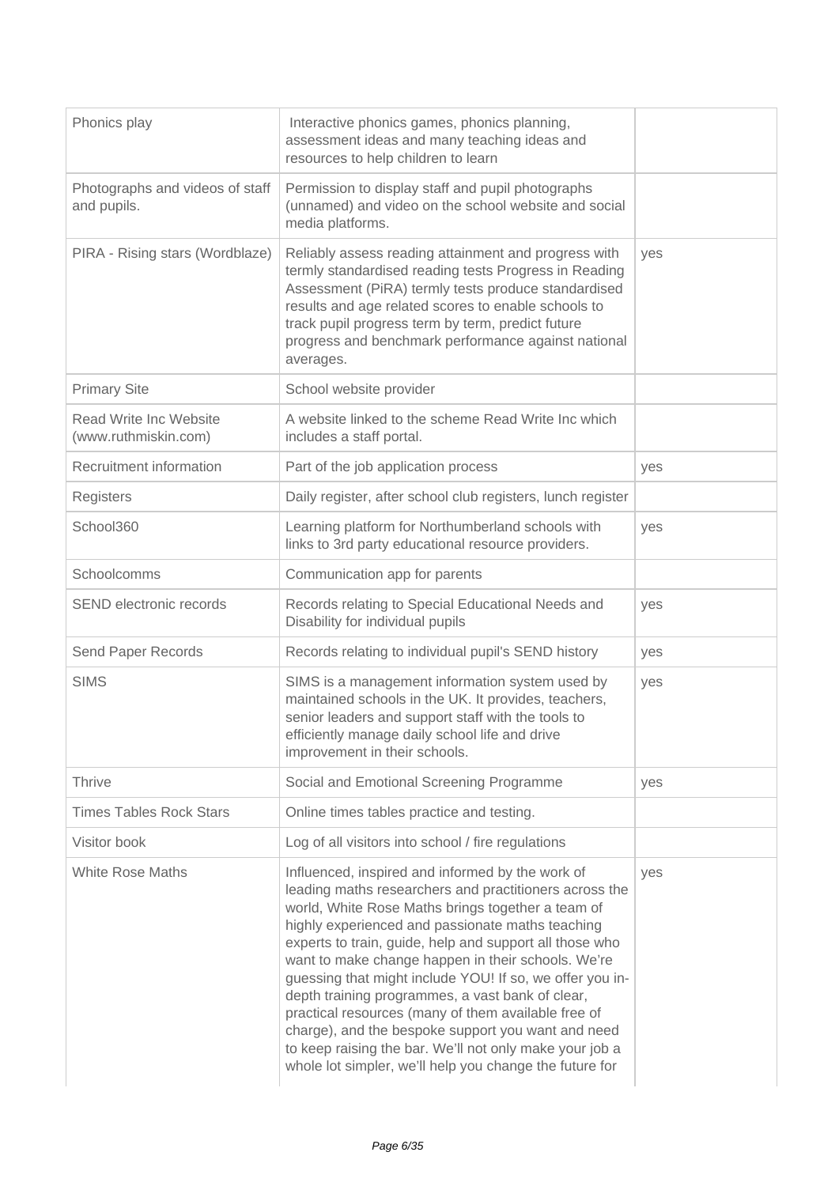| | | |
|---|---|---|
| Phonics play | Interactive phonics games, phonics planning, assessment ideas and many teaching ideas and resources to help children to learn | |
| Photographs and videos of staff and pupils. | Permission to display staff and pupil photographs (unnamed) and video on the school website and social media platforms. | |
| PIRA - Rising stars (Wordblaze) | Reliably assess reading attainment and progress with termly standardised reading tests Progress in Reading Assessment (PiRA) termly tests produce standardised results and age related scores to enable schools to track pupil progress term by term, predict future progress and benchmark performance against national averages. | yes |
| Primary Site | School website provider | |
| Read Write Inc Website (www.ruthmiskin.com) | A website linked to the scheme Read Write Inc which includes a staff portal. | |
| Recruitment information | Part of the job application process | yes |
| Registers | Daily register, after school club registers, lunch register | |
| School360 | Learning platform for Northumberland schools with links to 3rd party educational resource providers. | yes |
| Schoolcomms | Communication app for parents | |
| SEND electronic records | Records relating to Special Educational Needs and Disability for individual pupils | yes |
| Send Paper Records | Records relating to individual pupil's SEND history | yes |
| SIMS | SIMS is a management information system used by maintained schools in the UK. It provides, teachers, senior leaders and support staff with the tools to efficiently manage daily school life and drive improvement in their schools. | yes |
| Thrive | Social and Emotional Screening Programme | yes |
| Times Tables Rock Stars | Online times tables practice and testing. | |
| Visitor book | Log of all visitors into school / fire regulations | |
| White Rose Maths | Influenced, inspired and informed by the work of leading maths researchers and practitioners across the world, White Rose Maths brings together a team of highly experienced and passionate maths teaching experts to train, guide, help and support all those who want to make change happen in their schools. We're guessing that might include YOU! If so, we offer you in-depth training programmes, a vast bank of clear, practical resources (many of them available free of charge), and the bespoke support you want and need to keep raising the bar. We'll not only make your job a whole lot simpler, we'll help you change the future for | yes |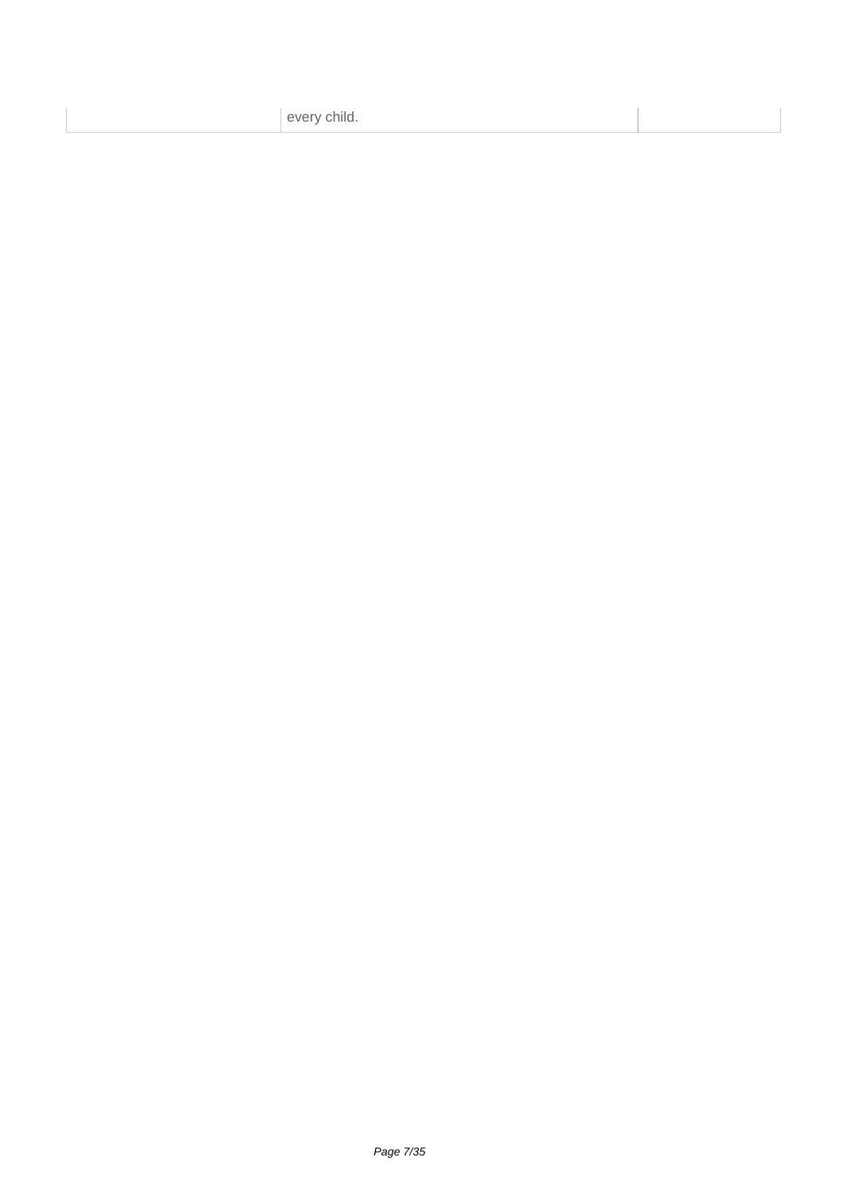|  | every child. |  |
| --- | --- | --- |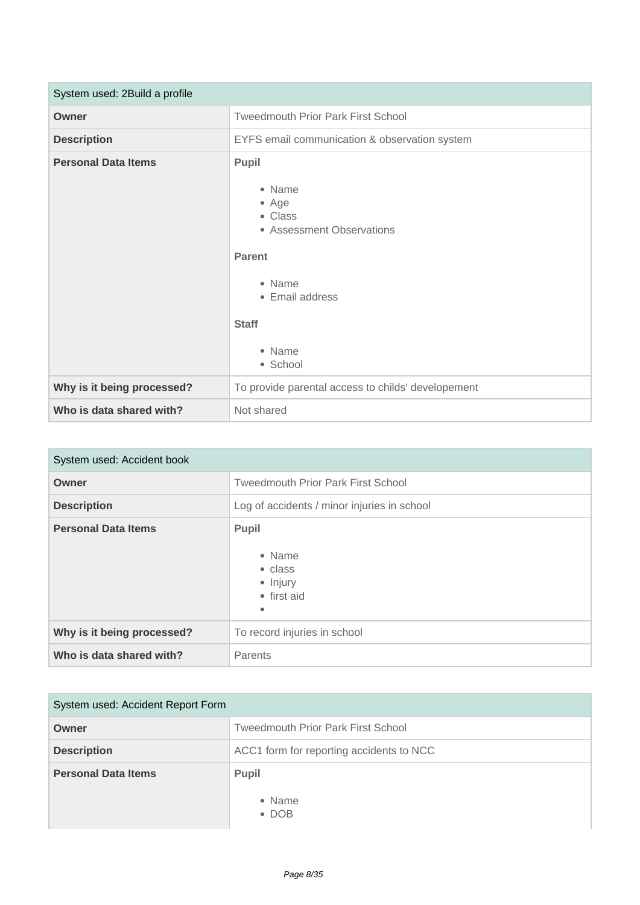| System used: 2Build a profile | |
|---|---|
| **Owner** | Tweedmouth Prior Park First School |
| **Description** | EYFS email communication & observation system |
| **Personal Data Items** | **Pupil**<br><br>• Name<br>• Age<br>• Class<br>• Assessment Observations<br><br>**Parent**<br><br>• Name<br>• Email address<br><br>**Staff**<br><br>• Name<br>• School |
| **Why is it being processed?** | To provide parental access to childs' developement |
| **Who is data shared with?** | Not shared |

| System used: Accident book | |
|---|---|
| **Owner** | Tweedmouth Prior Park First School |
| **Description** | Log of accidents / minor injuries in school |
| **Personal Data Items** | **Pupil**<br><br>• Name<br>• class<br>• Injury<br>• first aid<br>• |
| **Why is it being processed?** | To record injuries in school |
| **Who is data shared with?** | Parents |

| System used: Accident Report Form | |
|---|---|
| **Owner** | Tweedmouth Prior Park First School |
| **Description** | ACC1 form for reporting accidents to NCC |
| **Personal Data Items** | **Pupil**<br><br>• Name<br>• DOB |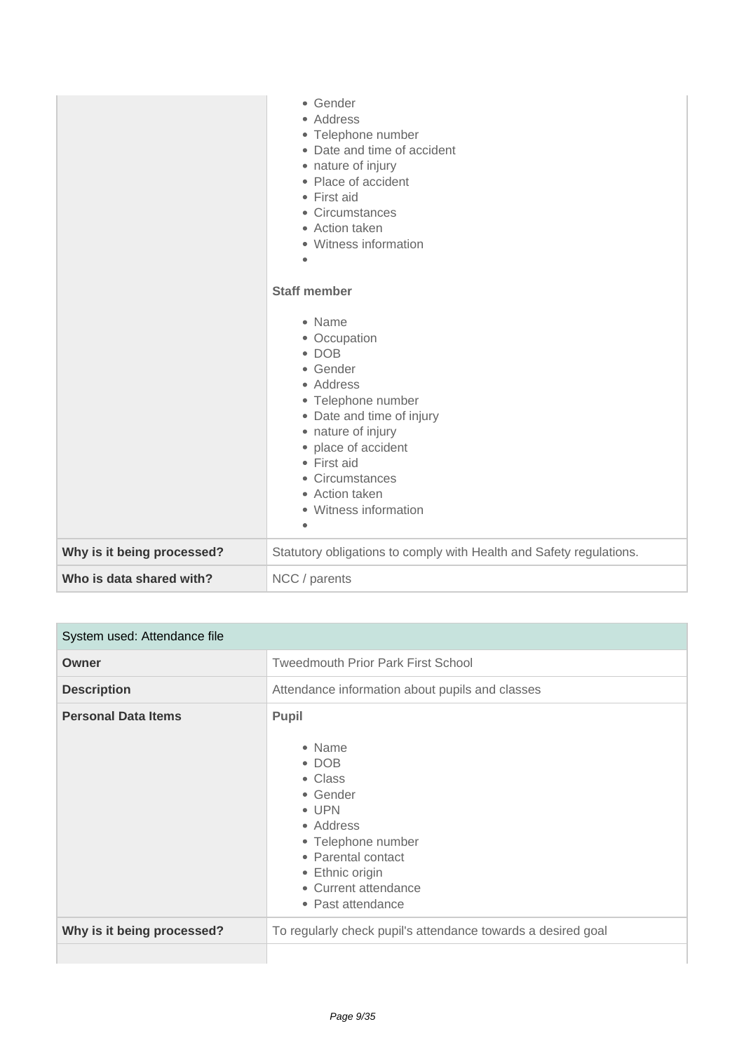| | |
|---|---|
| | <ul><li>Gender</li><li>Address</li><li>Telephone number</li><li>Date and time of accident</li><li>nature of injury</li><li>Place of accident</li><li>First aid</li><li>Circumstances</li><li>Action taken</li><li>Witness information</li><li></li></ul>**Staff member**<ul><li>Name</li><li>Occupation</li><li>DOB</li><li>Gender</li><li>Address</li><li>Telephone number</li><li>Date and time of injury</li><li>nature of injury</li><li>place of accident</li><li>First aid</li><li>Circumstances</li><li>Action taken</li><li>Witness information</li><li></li></ul> |
| **Why is it being processed?** | Statutory obligations to comply with Health and Safety regulations. |
| **Who is data shared with?** | NCC / parents |

| System used: Attendance file | |
|---|---|
| **Owner** | Tweedmouth Prior Park First School |
| **Description** | Attendance information about pupils and classes |
| **Personal Data Items** | **Pupil**<ul><li>Name</li><li>DOB</li><li>Class</li><li>Gender</li><li>UPN</li><li>Address</li><li>Telephone number</li><li>Parental contact</li><li>Ethnic origin</li><li>Current attendance</li><li>Past attendance</li></ul> |
| **Why is it being processed?** | To regularly check pupil's attendance towards a desired goal |
| | |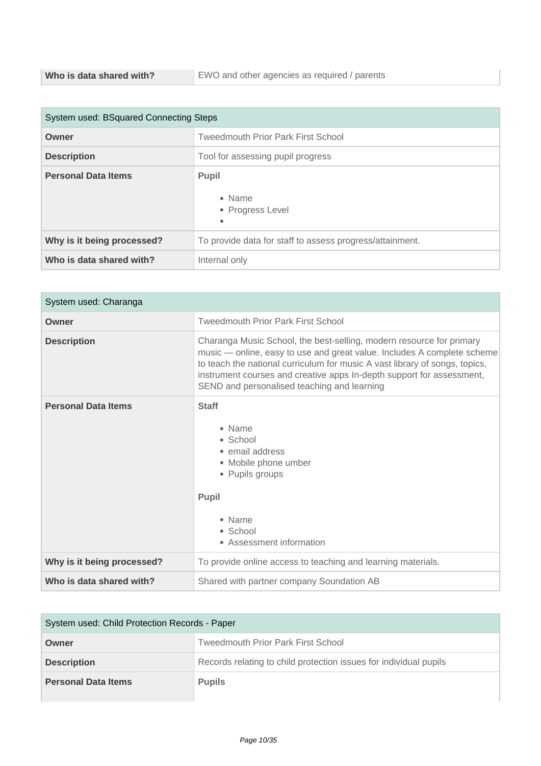| Who is data shared with? | EWO and other agencies as required / parents |
| --- | --- |

| System used: BSquared Connecting Steps | |
| --- | --- |
| **Owner** | Tweedmouth Prior Park First School |
| **Description** | Tool for assessing pupil progress |
| **Personal Data Items** | **Pupil**<br><br>• Name<br>• Progress Level<br>• |
| **Why is it being processed?** | To provide data for staff to assess progress/attainment. |
| **Who is data shared with?** | Internal only |

| System used: Charanga | |
| --- | --- |
| **Owner** | Tweedmouth Prior Park First School |
| **Description** | Charanga Music School, the best-selling, modern resource for primary music — online, easy to use and great value. Includes A complete scheme to teach the national curriculum for music A vast library of songs, topics, instrument courses and creative apps In-depth support for assessment, SEND and personalised teaching and learning |
| **Personal Data Items** | **Staff**<br><br>• Name<br>• School<br>• email address<br>• Mobile phone umber<br>• Pupils groups<br><br>**Pupil**<br><br>• Name<br>• School<br>• Assessment information |
| **Why is it being processed?** | To provide online access to teaching and learning materials. |
| **Who is data shared with?** | Shared with partner company Soundation AB |

| System used: Child Protection Records - Paper | |
| --- | --- |
| **Owner** | Tweedmouth Prior Park First School |
| **Description** | Records relating to child protection issues for individual pupils |
| **Personal Data Items** | **Pupils** |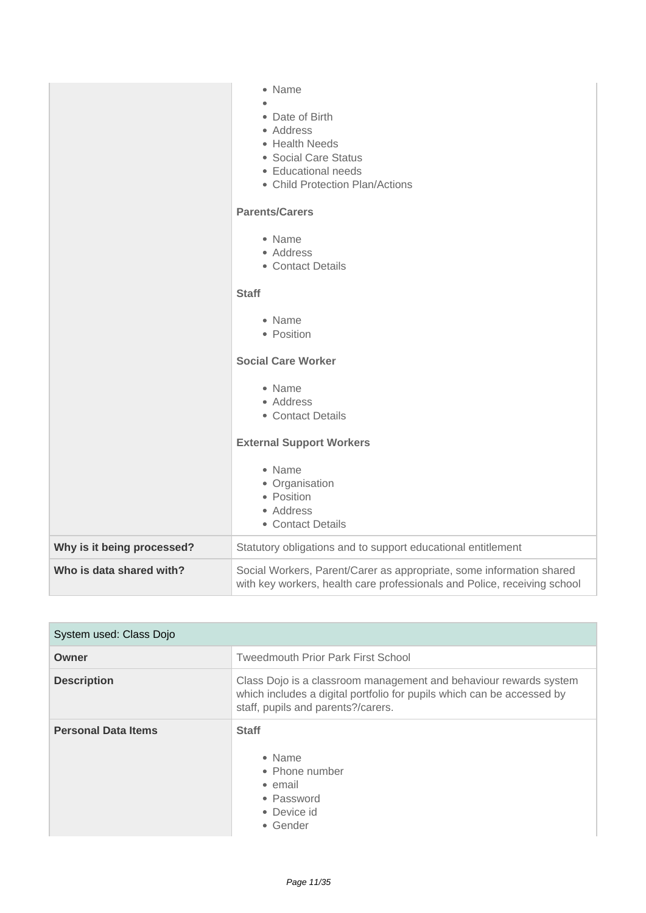| | |
|---|---|
| | • Name<br>•<br>• Date of Birth<br>• Address<br>• Health Needs<br>• Social Care Status<br>• Educational needs<br>• Child Protection Plan/Actions<br><br>**Parents/Carers**<br><br>• Name<br>• Address<br>• Contact Details<br><br>**Staff**<br><br>• Name<br>• Position<br><br>**Social Care Worker**<br><br>• Name<br>• Address<br>• Contact Details<br><br>**External Support Workers**<br><br>• Name<br>• Organisation<br>• Position<br>• Address<br>• Contact Details |
| **Why is it being processed?** | Statutory obligations and to support educational entitlement |
| **Who is data shared with?** | Social Workers, Parent/Carer as appropriate, some information shared with key workers, health care professionals and Police, receiving school |

| System used: Class Dojo | |
|---|---|
| **Owner** | Tweedmouth Prior Park First School |
| **Description** | Class Dojo is a classroom management and behaviour rewards system which includes a digital portfolio for pupils which can be accessed by staff, pupils and parents?/carers. |
| **Personal Data Items** | **Staff**<br><br>• Name<br>• Phone number<br>• email<br>• Password<br>• Device id<br>• Gender |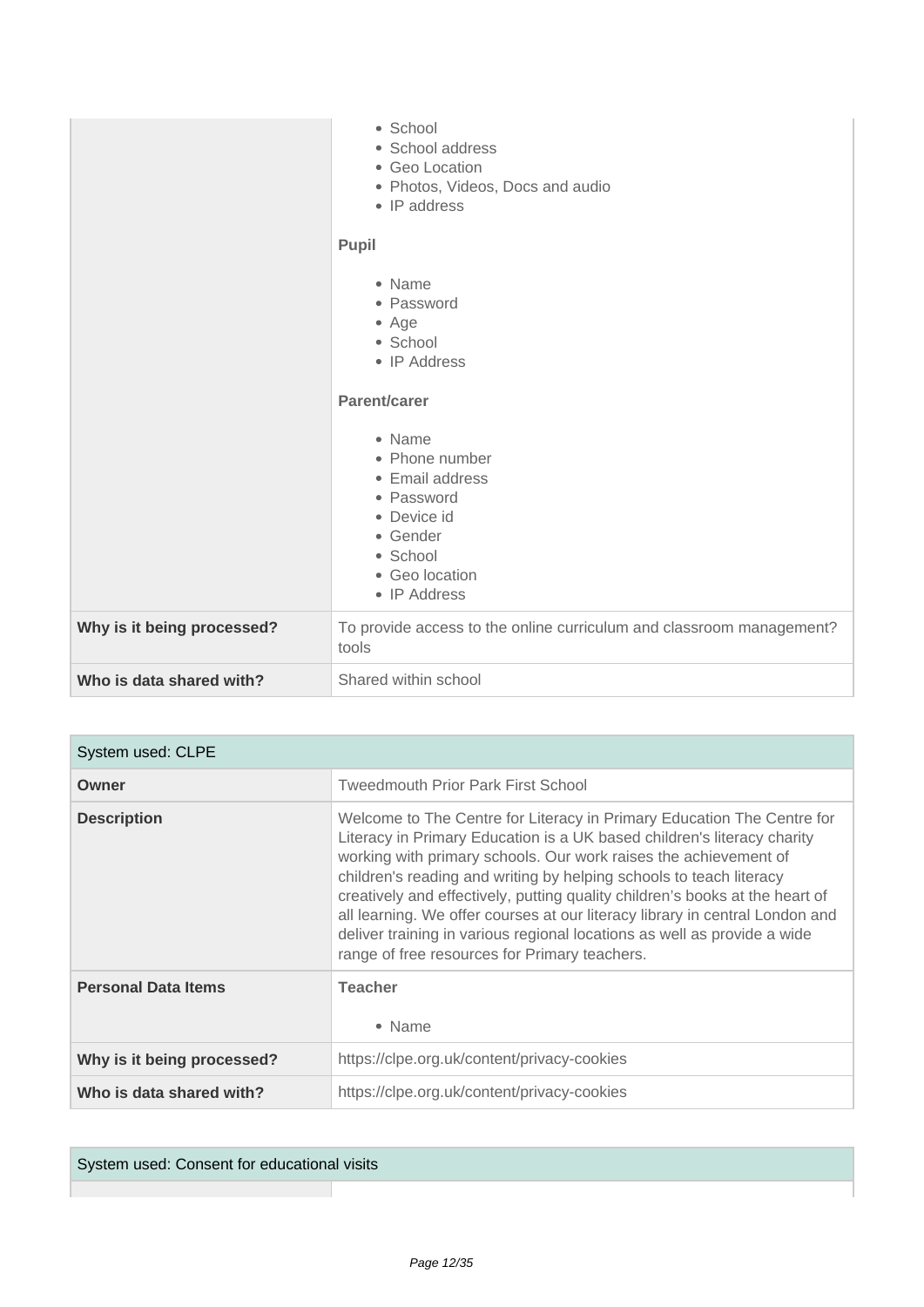| | |
|---|---|
| | • School<br>• School address<br>• Geo Location<br>• Photos, Videos, Docs and audio<br>• IP address<br><br>**Pupil**<br><br>• Name<br>• Password<br>• Age<br>• School<br>• IP Address<br><br>**Parent/carer**<br><br>• Name<br>• Phone number<br>• Email address<br>• Password<br>• Device id<br>• Gender<br>• School<br>• Geo location<br>• IP Address |
| **Why is it being processed?** | To provide access to the online curriculum and classroom management? tools |
| **Who is data shared with?** | Shared within school |

| System used: CLPE | |
|---|---|
| **Owner** | Tweedmouth Prior Park First School |
| **Description** | Welcome to The Centre for Literacy in Primary Education The Centre for Literacy in Primary Education is a UK based children's literacy charity working with primary schools. Our work raises the achievement of children's reading and writing by helping schools to teach literacy creatively and effectively, putting quality children's books at the heart of all learning. We offer courses at our literacy library in central London and deliver training in various regional locations as well as provide a wide range of free resources for Primary teachers. |
| **Personal Data Items** | **Teacher**<br><br>• Name |
| **Why is it being processed?** | https://clpe.org.uk/content/privacy-cookies |
| **Who is data shared with?** | https://clpe.org.uk/content/privacy-cookies |

| System used: Consent for educational visits | |
|---|---|
| | |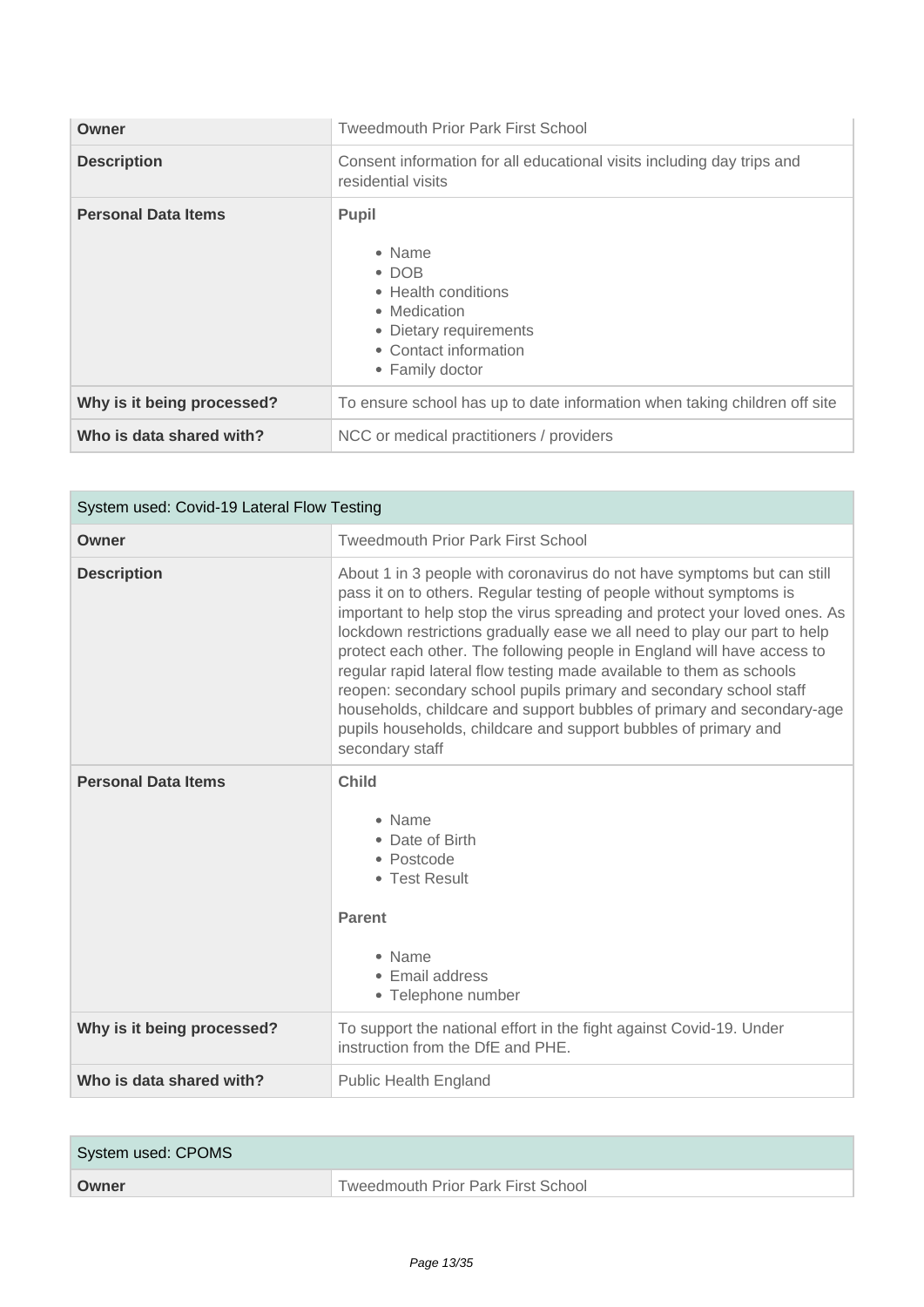| | |
|---|---|
| **Owner** | Tweedmouth Prior Park First School |
| **Description** | Consent information for all educational visits including day trips and residential visits |
| **Personal Data Items** | **Pupil**<br><br>• Name<br>• DOB<br>• Health conditions<br>• Medication<br>• Dietary requirements<br>• Contact information<br>• Family doctor |
| **Why is it being processed?** | To ensure school has up to date information when taking children off site |
| **Who is data shared with?** | NCC or medical practitioners / providers |

| System used: Covid-19 Lateral Flow Testing | |
|---|---|
| **Owner** | Tweedmouth Prior Park First School |
| **Description** | About 1 in 3 people with coronavirus do not have symptoms but can still pass it on to others. Regular testing of people without symptoms is important to help stop the virus spreading and protect your loved ones. As lockdown restrictions gradually ease we all need to play our part to help protect each other. The following people in England will have access to regular rapid lateral flow testing made available to them as schools reopen: secondary school pupils primary and secondary school staff households, childcare and support bubbles of primary and secondary-age pupils households, childcare and support bubbles of primary and secondary staff |
| **Personal Data Items** | **Child**<br><br>• Name<br>• Date of Birth<br>• Postcode<br>• Test Result<br><br>**Parent**<br><br>• Name<br>• Email address<br>• Telephone number |
| **Why is it being processed?** | To support the national effort in the fight against Covid-19. Under instruction from the DfE and PHE. |
| **Who is data shared with?** | Public Health England |

| System used: CPOMS | |
|---|---|
| **Owner** | Tweedmouth Prior Park First School |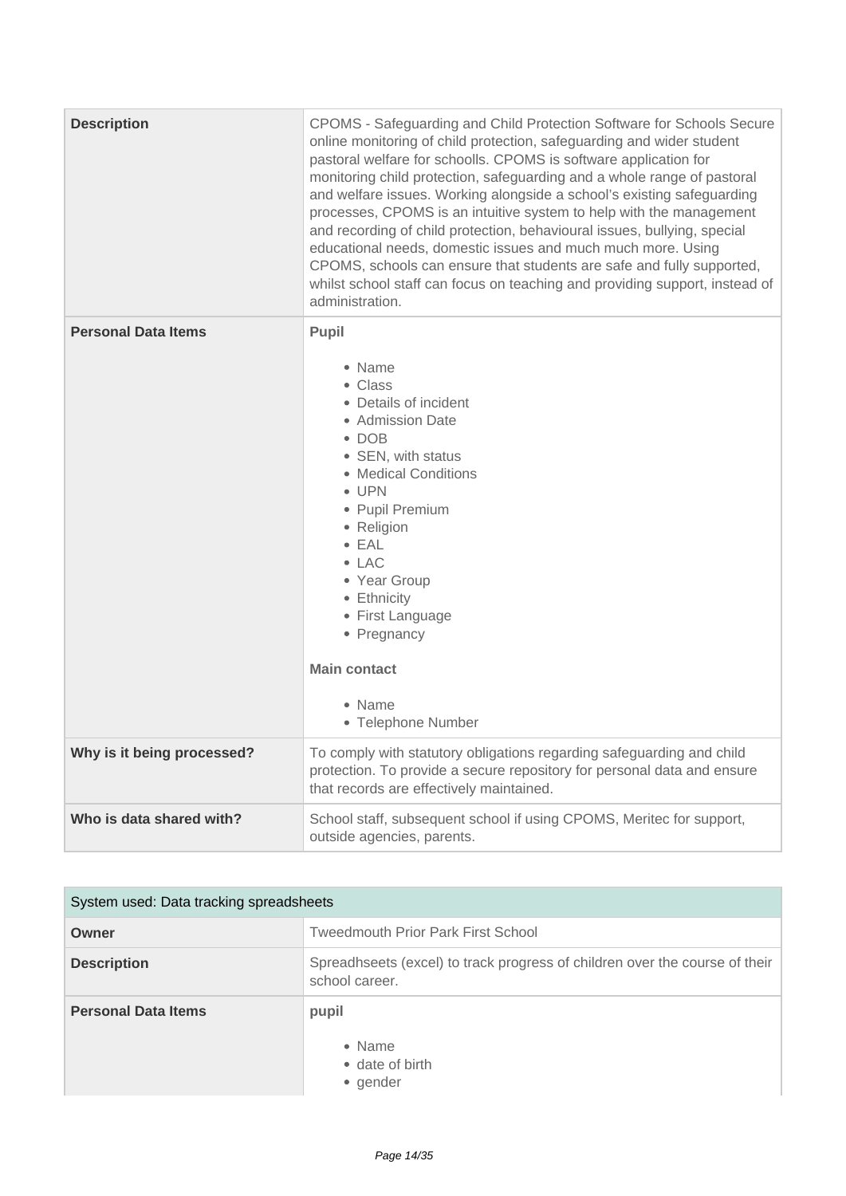| | |
|---|---|
| **Description** | CPOMS - Safeguarding and Child Protection Software for Schools Secure online monitoring of child protection, safeguarding and wider student pastoral welfare for schoolls. CPOMS is software application for monitoring child protection, safeguarding and a whole range of pastoral and welfare issues. Working alongside a school's existing safeguarding processes, CPOMS is an intuitive system to help with the management and recording of child protection, behavioural issues, bullying, special educational needs, domestic issues and much much more. Using CPOMS, schools can ensure that students are safe and fully supported, whilst school staff can focus on teaching and providing support, instead of administration. |
| **Personal Data Items** | **Pupil**<br><br>• Name<br>• Class<br>• Details of incident<br>• Admission Date<br>• DOB<br>• SEN, with status<br>• Medical Conditions<br>• UPN<br>• Pupil Premium<br>• Religion<br>• EAL<br>• LAC<br>• Year Group<br>• Ethnicity<br>• First Language<br>• Pregnancy<br><br>**Main contact**<br><br>• Name<br>• Telephone Number |
| **Why is it being processed?** | To comply with statutory obligations regarding safeguarding and child protection. To provide a secure repository for personal data and ensure that records are effectively maintained. |
| **Who is data shared with?** | School staff, subsequent school if using CPOMS, Meritec for support, outside agencies, parents. |

| System used: Data tracking spreadsheets | |
|---|---|
| **Owner** | Tweedmouth Prior Park First School |
| **Description** | Spreadhseets (excel) to track progress of children over the course of their school career. |
| **Personal Data Items** | **pupil**<br><br>• Name<br>• date of birth<br>• gender |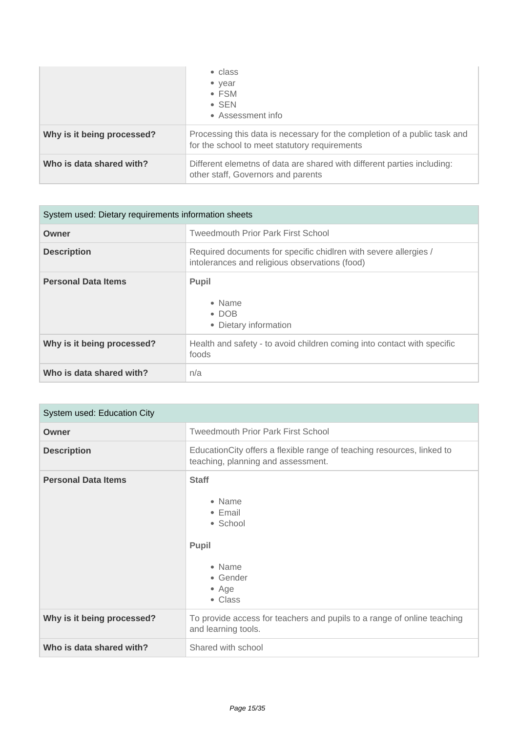| | |
|---|---|
| | • class<br>• year<br>• FSM<br>• SEN<br>• Assessment info |
| **Why is it being processed?** | Processing this data is necessary for the completion of a public task and for the school to meet statutory requirements |
| **Who is data shared with?** | Different elemetns of data are shared with different parties including: other staff, Governors and parents |

| System used: Dietary requirements information sheets | |
|---|---|
| **Owner** | Tweedmouth Prior Park First School |
| **Description** | Required documents for specific chidlren with severe allergies / intolerances and religious observations (food) |
| **Personal Data Items** | **Pupil**<br><br>• Name<br>• DOB<br>• Dietary information |
| **Why is it being processed?** | Health and safety - to avoid children coming into contact with specific foods |
| **Who is data shared with?** | n/a |

| System used: Education City | |
|---|---|
| **Owner** | Tweedmouth Prior Park First School |
| **Description** | EducationCity offers a flexible range of teaching resources, linked to teaching, planning and assessment. |
| **Personal Data Items** | **Staff**<br><br>• Name<br>• Email<br>• School<br><br>**Pupil**<br><br>• Name<br>• Gender<br>• Age<br>• Class |
| **Why is it being processed?** | To provide access for teachers and pupils to a range of online teaching and learning tools. |
| **Who is data shared with?** | Shared with school |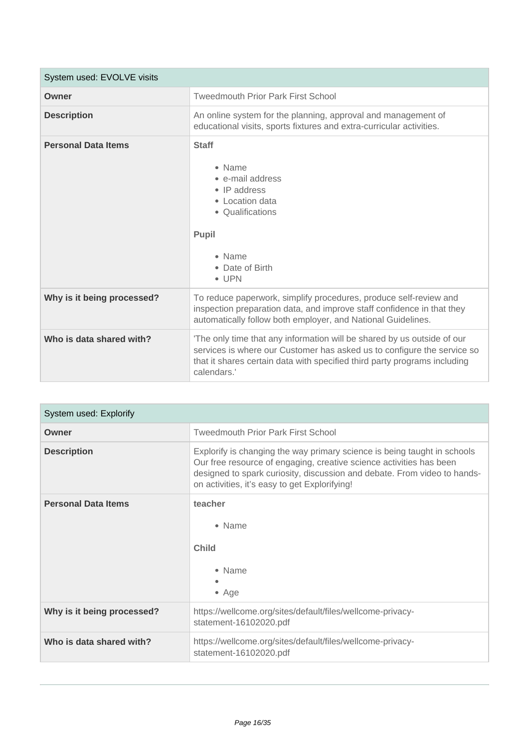| System used: EVOLVE visits | |
|---|---|
| **Owner** | Tweedmouth Prior Park First School |
| **Description** | An online system for the planning, approval and management of educational visits, sports fixtures and extra-curricular activities. |
| **Personal Data Items** | **Staff**<br><br>• Name<br>• e-mail address<br>• IP address<br>• Location data<br>• Qualifications<br><br>**Pupil**<br><br>• Name<br>• Date of Birth<br>• UPN |
| **Why is it being processed?** | To reduce paperwork, simplify procedures, produce self-review and inspection preparation data, and improve staff confidence in that they automatically follow both employer, and National Guidelines. |
| **Who is data shared with?** | 'The only time that any information will be shared by us outside of our services is where our Customer has asked us to configure the service so that it shares certain data with specified third party programs including calendars.' |

| System used: Explorify | |
|---|---|
| **Owner** | Tweedmouth Prior Park First School |
| **Description** | Explorify is changing the way primary science is being taught in schools Our free resource of engaging, creative science activities has been designed to spark curiosity, discussion and debate. From video to hands-on activities, it's easy to get Explorifying! |
| **Personal Data Items** | **teacher**<br><br>• Name<br><br>**Child**<br><br>• Name<br>•<br>• Age |
| **Why is it being processed?** | https://wellcome.org/sites/default/files/wellcome-privacy-statement-16102020.pdf |
| **Who is data shared with?** | https://wellcome.org/sites/default/files/wellcome-privacy-statement-16102020.pdf |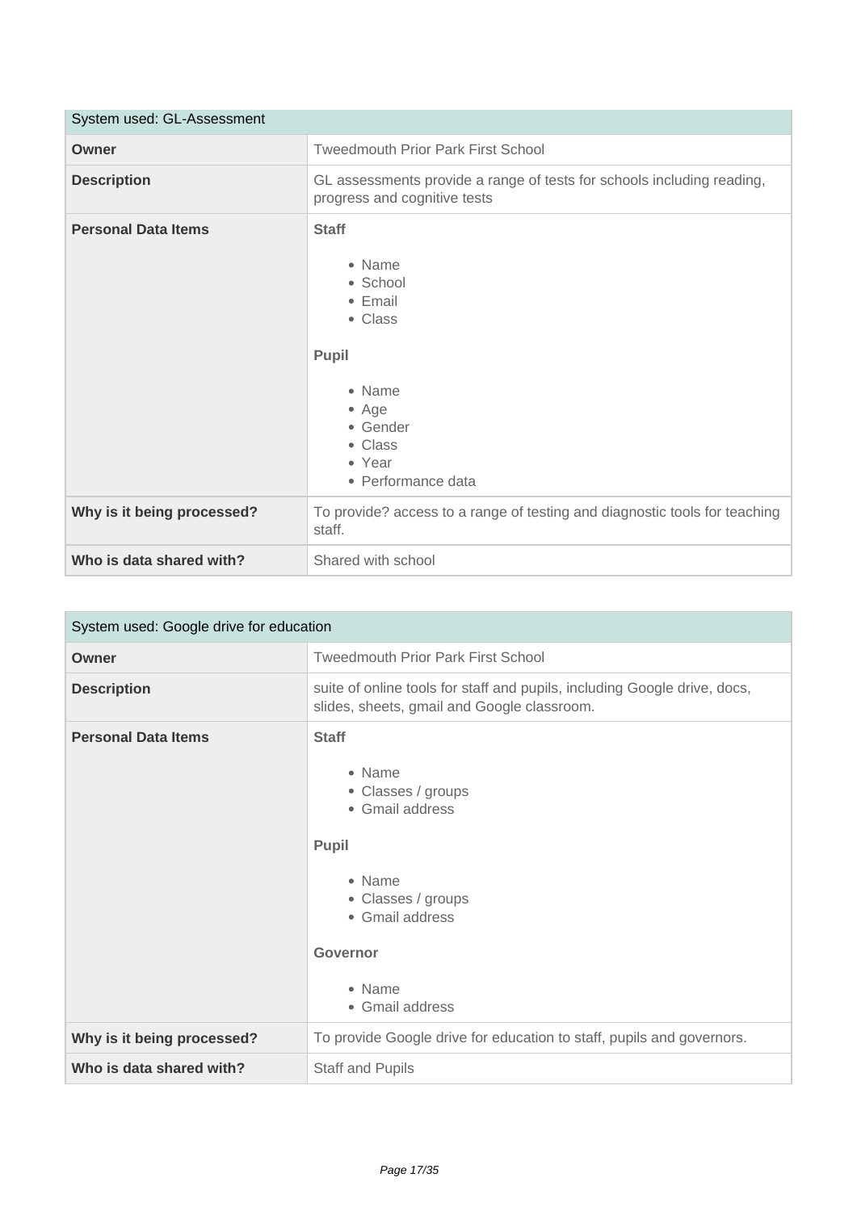| System used: GL-Assessment | |
|---|---|
| **Owner** | Tweedmouth Prior Park First School |
| **Description** | GL assessments provide a range of tests for schools including reading, progress and cognitive tests |
| **Personal Data Items** | **Staff**<br><br>• Name<br>• School<br>• Email<br>• Class<br><br>**Pupil**<br><br>• Name<br>• Age<br>• Gender<br>• Class<br>• Year<br>• Performance data |
| **Why is it being processed?** | To provide? access to a range of testing and diagnostic tools for teaching staff. |
| **Who is data shared with?** | Shared with school |

| System used: Google drive for education | |
|---|---|
| **Owner** | Tweedmouth Prior Park First School |
| **Description** | suite of online tools for staff and pupils, including Google drive, docs, slides, sheets, gmail and Google classroom. |
| **Personal Data Items** | **Staff**<br><br>• Name<br>• Classes / groups<br>• Gmail address<br><br>**Pupil**<br><br>• Name<br>• Classes / groups<br>• Gmail address<br><br>**Governor**<br><br>• Name<br>• Gmail address |
| **Why is it being processed?** | To provide Google drive for education to staff, pupils and governors. |
| **Who is data shared with?** | Staff and Pupils |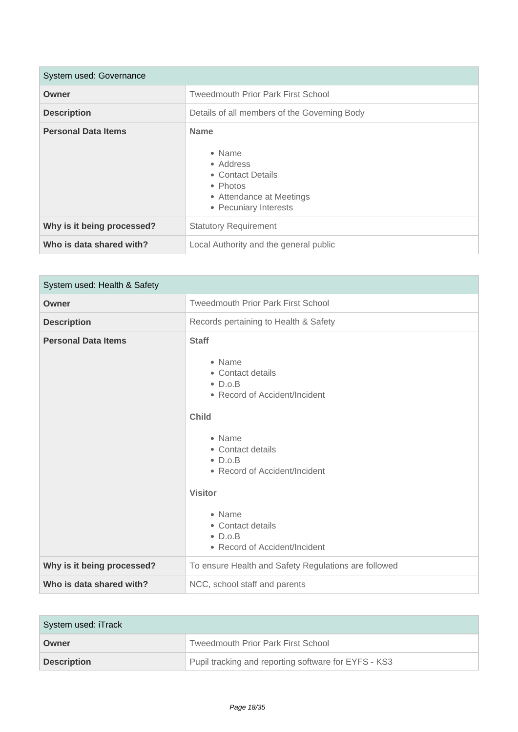| System used: Governance | |
|---|---|
| **Owner** | Tweedmouth Prior Park First School |
| **Description** | Details of all members of the Governing Body |
| **Personal Data Items** | **Name**<br><br>• Name<br>• Address<br>• Contact Details<br>• Photos<br>• Attendance at Meetings<br>• Pecuniary Interests |
| **Why is it being processed?** | Statutory Requirement |
| **Who is data shared with?** | Local Authority and the general public |

| System used: Health & Safety | |
|---|---|
| **Owner** | Tweedmouth Prior Park First School |
| **Description** | Records pertaining to Health & Safety |
| **Personal Data Items** | **Staff**<br><br>• Name<br>• Contact details<br>• D.o.B<br>• Record of Accident/Incident<br><br>**Child**<br><br>• Name<br>• Contact details<br>• D.o.B<br>• Record of Accident/Incident<br><br>**Visitor**<br><br>• Name<br>• Contact details<br>• D.o.B<br>• Record of Accident/Incident |
| **Why is it being processed?** | To ensure Health and Safety Regulations are followed |
| **Who is data shared with?** | NCC, school staff and parents |

| System used: iTrack | |
|---|---|
| **Owner** | Tweedmouth Prior Park First School |
| **Description** | Pupil tracking and reporting software for EYFS - KS3 |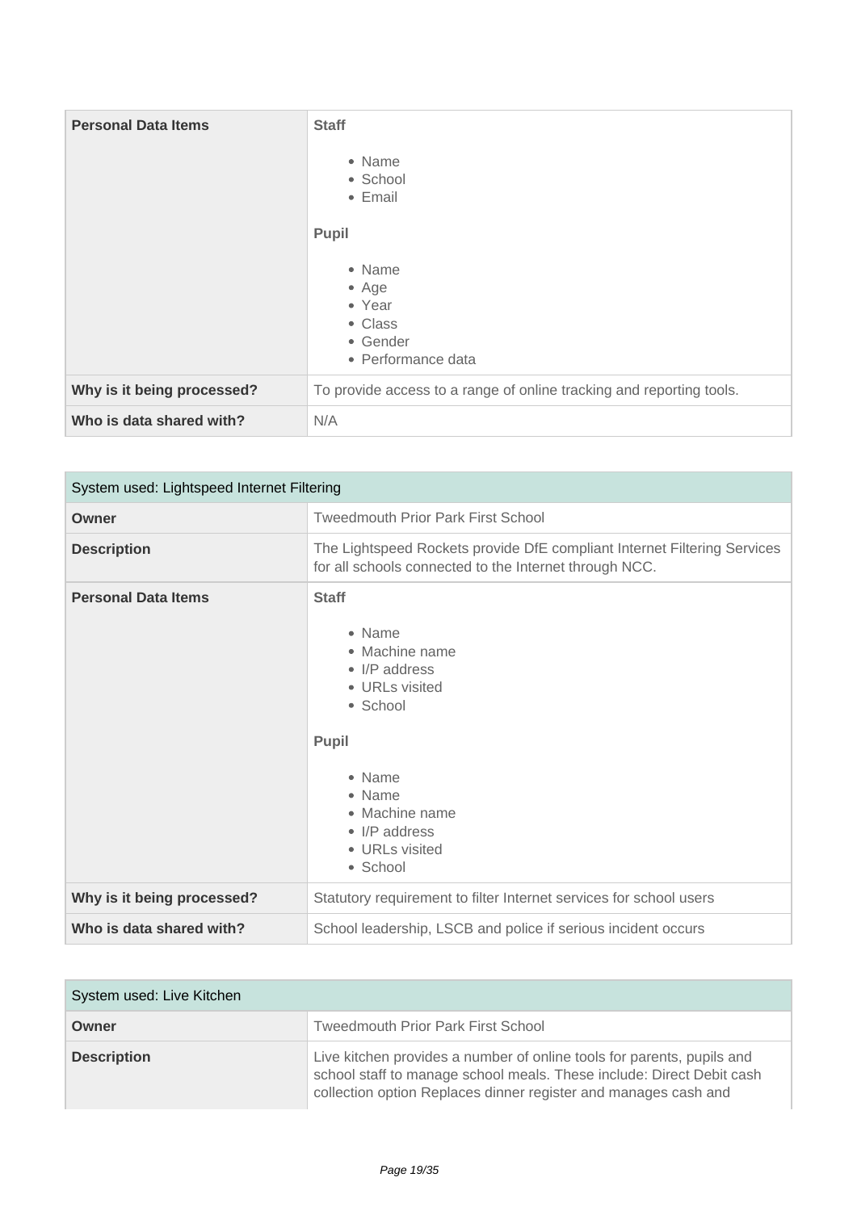| Personal Data Items | **Staff**<br><br>• Name<br>• School<br>• Email<br><br>**Pupil**<br><br>• Name<br>• Age<br>• Year<br>• Class<br>• Gender<br>• Performance data |
|---|---|
| **Why is it being processed?** | To provide access to a range of online tracking and reporting tools. |
| **Who is data shared with?** | N/A |

| System used: Lightspeed Internet Filtering | |
|---|---|
| **Owner** | Tweedmouth Prior Park First School |
| **Description** | The Lightspeed Rockets provide DfE compliant Internet Filtering Services for all schools connected to the Internet through NCC. |
| **Personal Data Items** | **Staff**<br><br>• Name<br>• Machine name<br>• I/P address<br>• URLs visited<br>• School<br><br>**Pupil**<br><br>• Name<br>• Name<br>• Machine name<br>• I/P address<br>• URLs visited<br>• School |
| **Why is it being processed?** | Statutory requirement to filter Internet services for school users |
| **Who is data shared with?** | School leadership, LSCB and police if serious incident occurs |

| System used: Live Kitchen | |
|---|---|
| **Owner** | Tweedmouth Prior Park First School |
| **Description** | Live kitchen provides a number of online tools for parents, pupils and school staff to manage school meals. These include: Direct Debit cash collection option Replaces dinner register and manages cash and |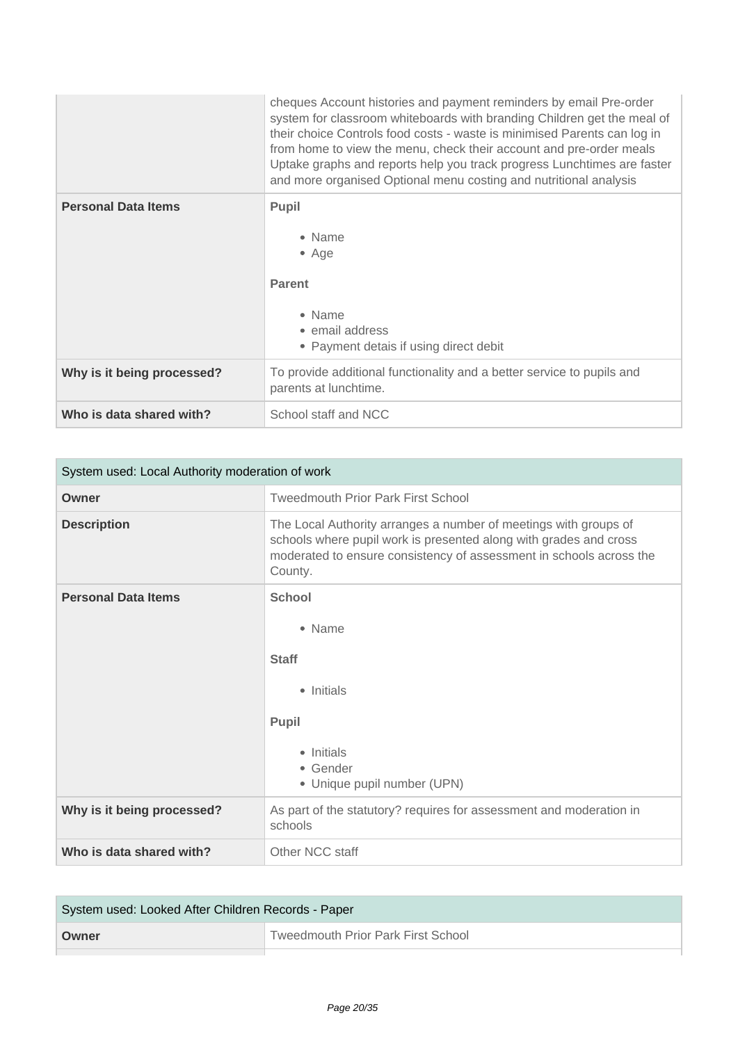| | |
|---|---|
| | cheques Account histories and payment reminders by email Pre-order system for classroom whiteboards with branding Children get the meal of their choice Controls food costs - waste is minimised Parents can log in from home to view the menu, check their account and pre-order meals Uptake graphs and reports help you track progress Lunchtimes are faster and more organised Optional menu costing and nutritional analysis |
| **Personal Data Items** | **Pupil**<br><br>• Name<br>• Age<br><br>**Parent**<br><br>• Name<br>• email address<br>• Payment detais if using direct debit |
| **Why is it being processed?** | To provide additional functionality and a better service to pupils and parents at lunchtime. |
| **Who is data shared with?** | School staff and NCC |

| System used: Local Authority moderation of work | |
|---|---|
| **Owner** | Tweedmouth Prior Park First School |
| **Description** | The Local Authority arranges a number of meetings with groups of schools where pupil work is presented along with grades and cross moderated to ensure consistency of assessment in schools across the County. |
| **Personal Data Items** | **School**<br><br>• Name<br><br>**Staff**<br><br>• Initials<br><br>**Pupil**<br><br>• Initials<br>• Gender<br>• Unique pupil number (UPN) |
| **Why is it being processed?** | As part of the statutory? requires for assessment and moderation in schools |
| **Who is data shared with?** | Other NCC staff |

| System used: Looked After Children Records - Paper | |
|---|---|
| **Owner** | Tweedmouth Prior Park First School |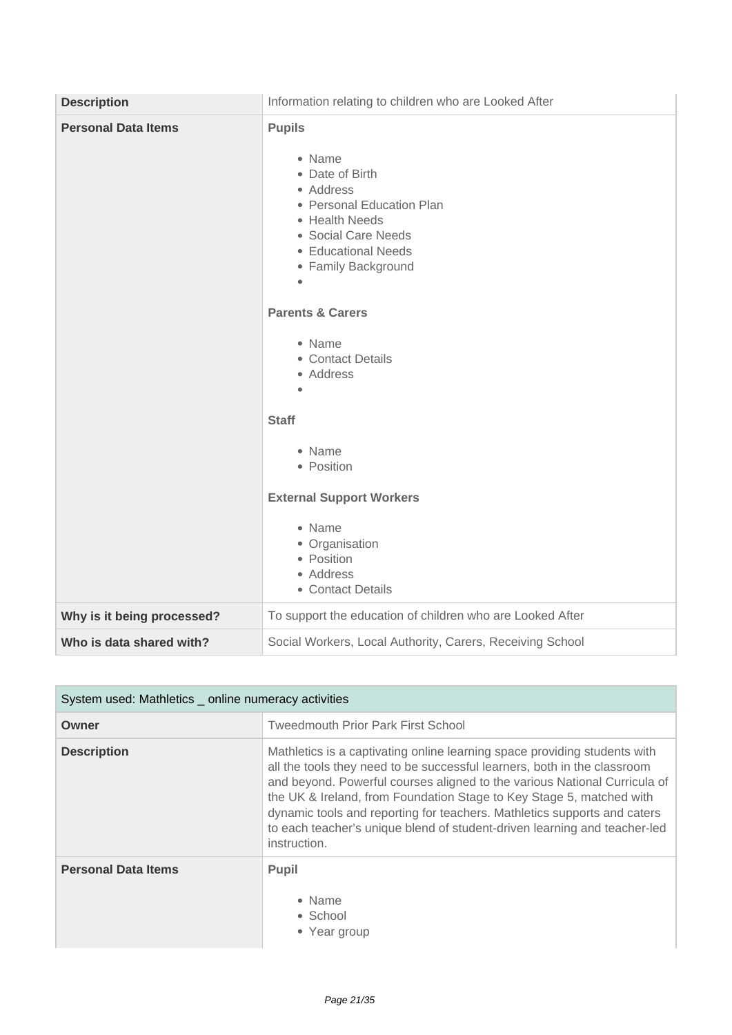| | |
|---|---|
| **Description** | Information relating to children who are Looked After |
| **Personal Data Items** | **Pupils**<br><br>• Name<br>• Date of Birth<br>• Address<br>• Personal Education Plan<br>• Health Needs<br>• Social Care Needs<br>• Educational Needs<br>• Family Background<br>•<br><br>**Parents & Carers**<br><br>• Name<br>• Contact Details<br>• Address<br>•<br><br>**Staff**<br><br>• Name<br>• Position<br><br>**External Support Workers**<br><br>• Name<br>• Organisation<br>• Position<br>• Address<br>• Contact Details |
| **Why is it being processed?** | To support the education of children who are Looked After |
| **Who is data shared with?** | Social Workers, Local Authority, Carers, Receiving School |

| System used: Mathletics _ online numeracy activities | |
|---|---|
| **Owner** | Tweedmouth Prior Park First School |
| **Description** | Mathletics is a captivating online learning space providing students with all the tools they need to be successful learners, both in the classroom and beyond. Powerful courses aligned to the various National Curricula of the UK & Ireland, from Foundation Stage to Key Stage 5, matched with dynamic tools and reporting for teachers. Mathletics supports and caters to each teacher's unique blend of student-driven learning and teacher-led instruction. |
| **Personal Data Items** | **Pupil**<br><br>• Name<br>• School<br>• Year group |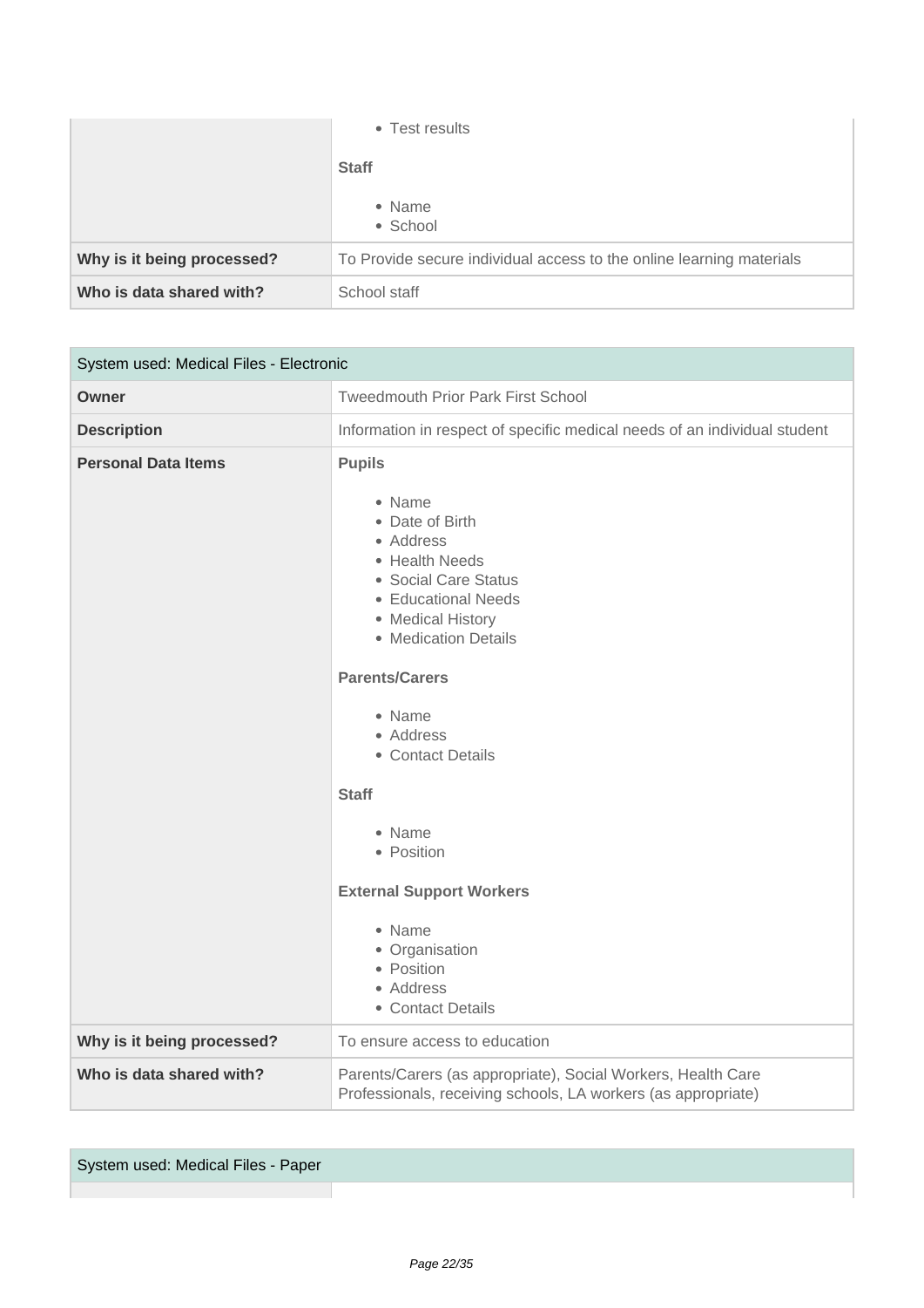| | |
|---|---|
| | • Test results<br><br>**Staff**<br><br>• Name<br>• School |
| **Why is it being processed?** | To Provide secure individual access to the online learning materials |
| **Who is data shared with?** | School staff |

| System used: Medical Files - Electronic | |
|---|---|
| **Owner** | Tweedmouth Prior Park First School |
| **Description** | Information in respect of specific medical needs of an individual student |
| **Personal Data Items** | **Pupils**<br><br>• Name<br>• Date of Birth<br>• Address<br>• Health Needs<br>• Social Care Status<br>• Educational Needs<br>• Medical History<br>• Medication Details<br><br>**Parents/Carers**<br><br>• Name<br>• Address<br>• Contact Details<br><br>**Staff**<br><br>• Name<br>• Position<br><br>**External Support Workers**<br><br>• Name<br>• Organisation<br>• Position<br>• Address<br>• Contact Details |
| **Why is it being processed?** | To ensure access to education |
| **Who is data shared with?** | Parents/Carers (as appropriate), Social Workers, Health Care Professionals, receiving schools, LA workers (as appropriate) |

| System used: Medical Files - Paper | |
|---|---|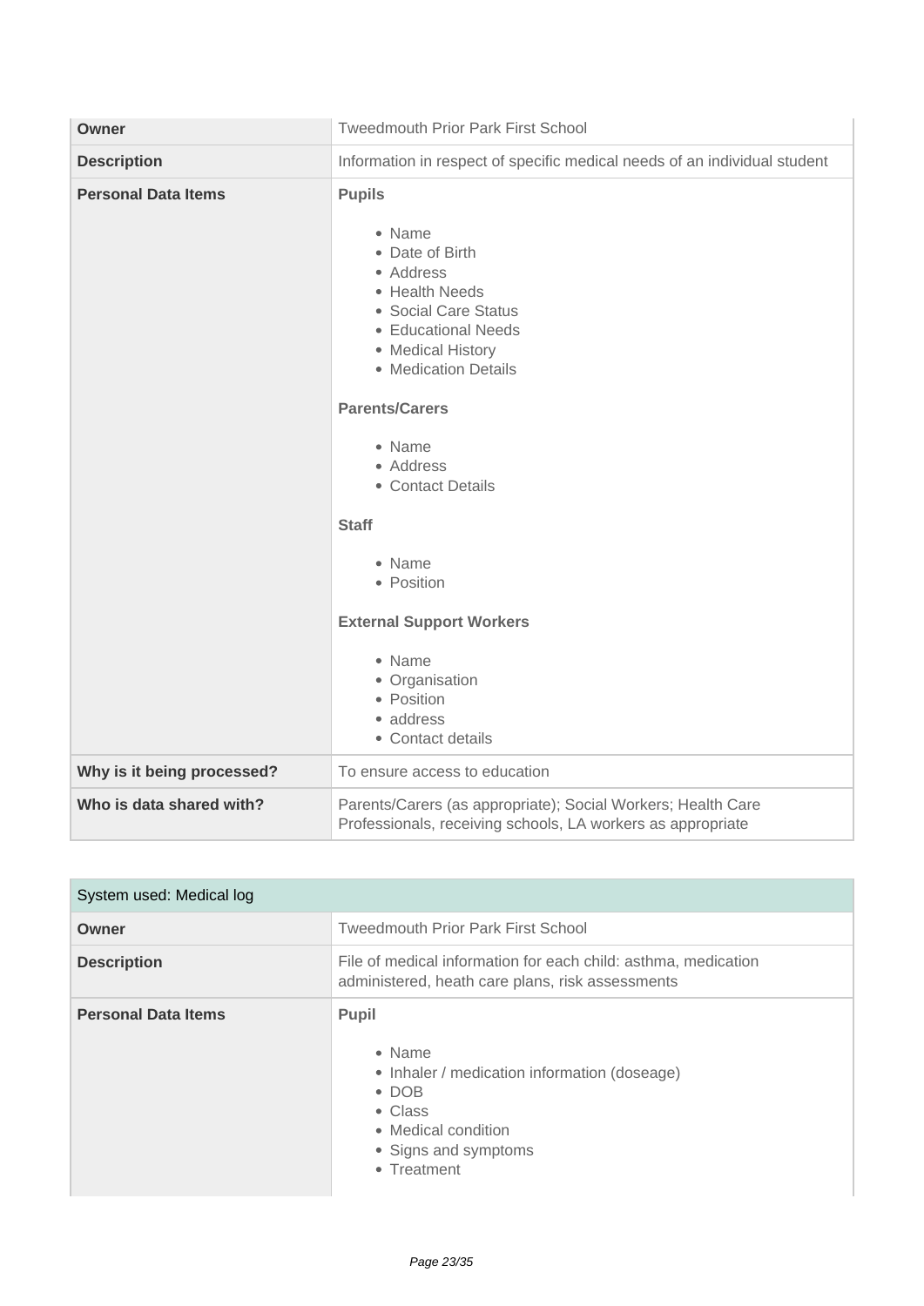| Owner | Tweedmouth Prior Park First School |
| --- | --- |
| **Description** | Information in respect of specific medical needs of an individual student |
| **Personal Data Items** | **Pupils**<br><br>• Name<br>• Date of Birth<br>• Address<br>• Health Needs<br>• Social Care Status<br>• Educational Needs<br>• Medical History<br>• Medication Details<br><br>**Parents/Carers**<br><br>• Name<br>• Address<br>• Contact Details<br><br>**Staff**<br><br>• Name<br>• Position<br><br>**External Support Workers**<br><br>• Name<br>• Organisation<br>• Position<br>• address<br>• Contact details |
| **Why is it being processed?** | To ensure access to education |
| **Who is data shared with?** | Parents/Carers (as appropriate); Social Workers; Health Care Professionals, receiving schools, LA workers as appropriate |

| System used: Medical log | |
| --- | --- |
| **Owner** | Tweedmouth Prior Park First School |
| **Description** | File of medical information for each child: asthma, medication administered, heath care plans, risk assessments |
| **Personal Data Items** | **Pupil**<br><br>• Name<br>• Inhaler / medication information (doseage)<br>• DOB<br>• Class<br>• Medical condition<br>• Signs and symptoms<br>• Treatment |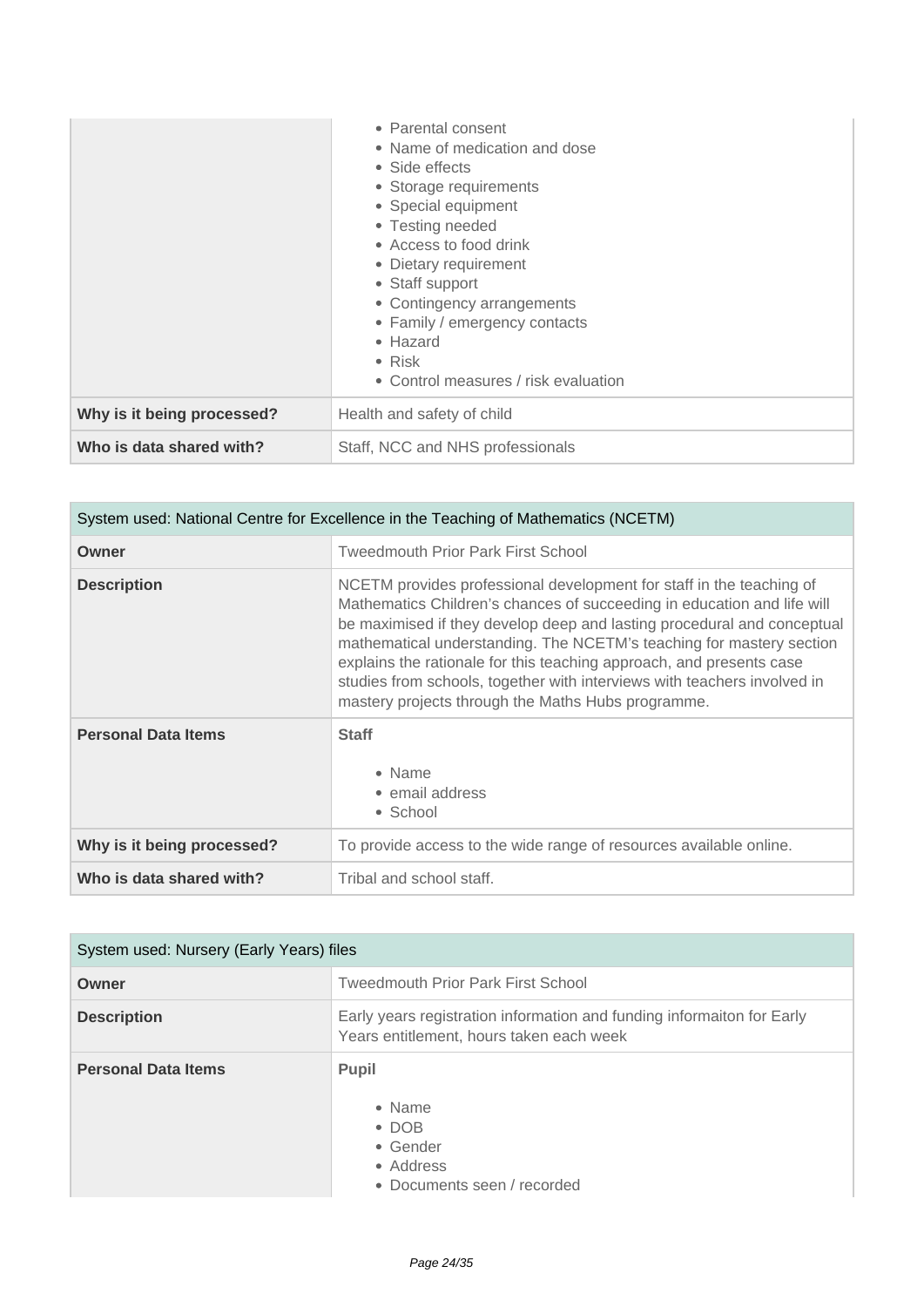| | |
|---|---|
| | • Parental consent<br>• Name of medication and dose<br>• Side effects<br>• Storage requirements<br>• Special equipment<br>• Testing needed<br>• Access to food drink<br>• Dietary requirement<br>• Staff support<br>• Contingency arrangements<br>• Family / emergency contacts<br>• Hazard<br>• Risk<br>• Control measures / risk evaluation |
| **Why is it being processed?** | Health and safety of child |
| **Who is data shared with?** | Staff, NCC and NHS professionals |

| System used: National Centre for Excellence in the Teaching of Mathematics (NCETM) | |
|---|---|
| **Owner** | Tweedmouth Prior Park First School |
| **Description** | NCETM provides professional development for staff in the teaching of Mathematics Children's chances of succeeding in education and life will be maximised if they develop deep and lasting procedural and conceptual mathematical understanding. The NCETM's teaching for mastery section explains the rationale for this teaching approach, and presents case studies from schools, together with interviews with teachers involved in mastery projects through the Maths Hubs programme. |
| **Personal Data Items** | **Staff**<br><br>• Name<br>• email address<br>• School |
| **Why is it being processed?** | To provide access to the wide range of resources available online. |
| **Who is data shared with?** | Tribal and school staff. |

| System used: Nursery (Early Years) files | |
|---|---|
| **Owner** | Tweedmouth Prior Park First School |
| **Description** | Early years registration information and funding informaiton for Early Years entitlement, hours taken each week |
| **Personal Data Items** | **Pupil**<br><br>• Name<br>• DOB<br>• Gender<br>• Address<br>• Documents seen / recorded |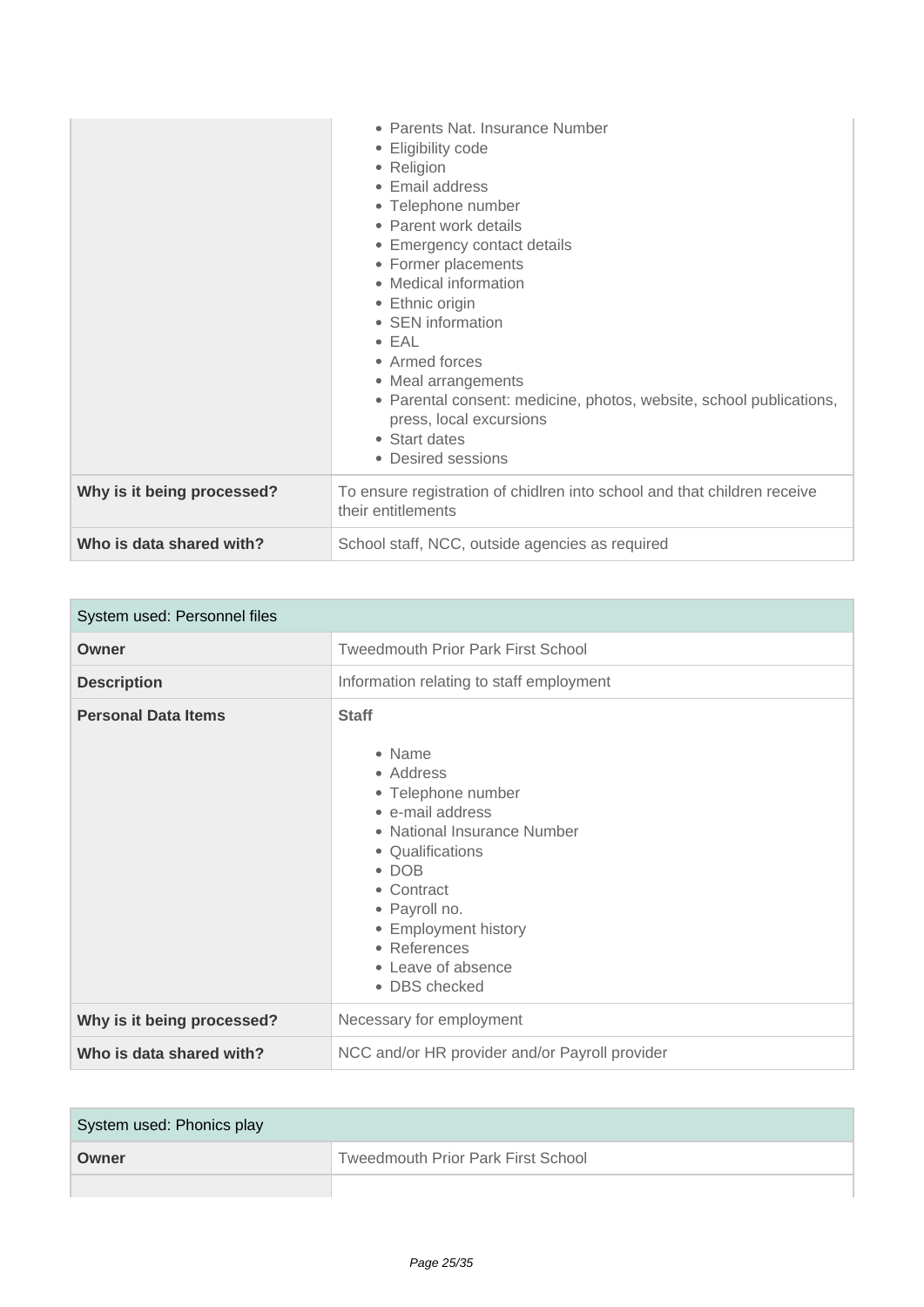| | |
|---|---|
| | • Parents Nat. Insurance Number<br>• Eligibility code<br>• Religion<br>• Email address<br>• Telephone number<br>• Parent work details<br>• Emergency contact details<br>• Former placements<br>• Medical information<br>• Ethnic origin<br>• SEN information<br>• EAL<br>• Armed forces<br>• Meal arrangements<br>• Parental consent: medicine, photos, website, school publications, press, local excursions<br>• Start dates<br>• Desired sessions |
| **Why is it being processed?** | To ensure registration of chidlren into school and that children receive their entitlements |
| **Who is data shared with?** | School staff, NCC, outside agencies as required |

| System used: Personnel files | |
|---|---|
| **Owner** | Tweedmouth Prior Park First School |
| **Description** | Information relating to staff employment |
| **Personal Data Items** | **Staff**<br><br>• Name<br>• Address<br>• Telephone number<br>• e-mail address<br>• National Insurance Number<br>• Qualifications<br>• DOB<br>• Contract<br>• Payroll no.<br>• Employment history<br>• References<br>• Leave of absence<br>• DBS checked |
| **Why is it being processed?** | Necessary for employment |
| **Who is data shared with?** | NCC and/or HR provider and/or Payroll provider |

| System used: Phonics play | |
|---|---|
| **Owner** | Tweedmouth Prior Park First School |
| | |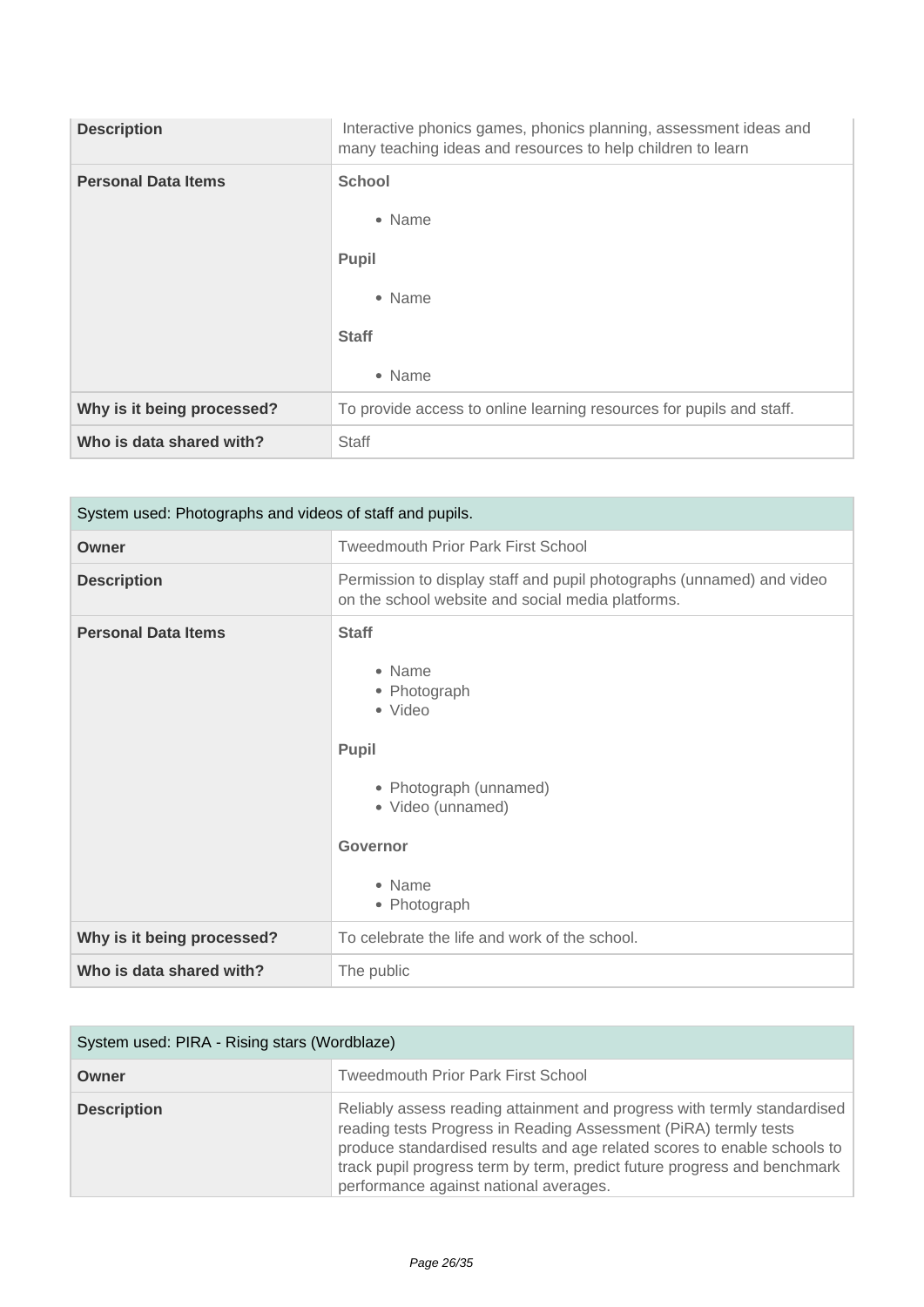| | |
|---|---|
| **Description** | Interactive phonics games, phonics planning, assessment ideas and many teaching ideas and resources to help children to learn |
| **Personal Data Items** | **School**<br>• Name<br>**Pupil**<br>• Name<br>**Staff**<br>• Name |
| **Why is it being processed?** | To provide access to online learning resources for pupils and staff. |
| **Who is data shared with?** | Staff |

| System used: Photographs and videos of staff and pupils. | |
|---|---|
| **Owner** | Tweedmouth Prior Park First School |
| **Description** | Permission to display staff and pupil photographs (unnamed) and video on the school website and social media platforms. |
| **Personal Data Items** | **Staff**<br>• Name<br>• Photograph<br>• Video<br>**Pupil**<br>• Photograph (unnamed)<br>• Video (unnamed)<br>**Governor**<br>• Name<br>• Photograph |
| **Why is it being processed?** | To celebrate the life and work of the school. |
| **Who is data shared with?** | The public |

| System used: PIRA - Rising stars (Wordblaze) | |
|---|---|
| **Owner** | Tweedmouth Prior Park First School |
| **Description** | Reliably assess reading attainment and progress with termly standardised reading tests Progress in Reading Assessment (PiRA) termly tests produce standardised results and age related scores to enable schools to track pupil progress term by term, predict future progress and benchmark performance against national averages. |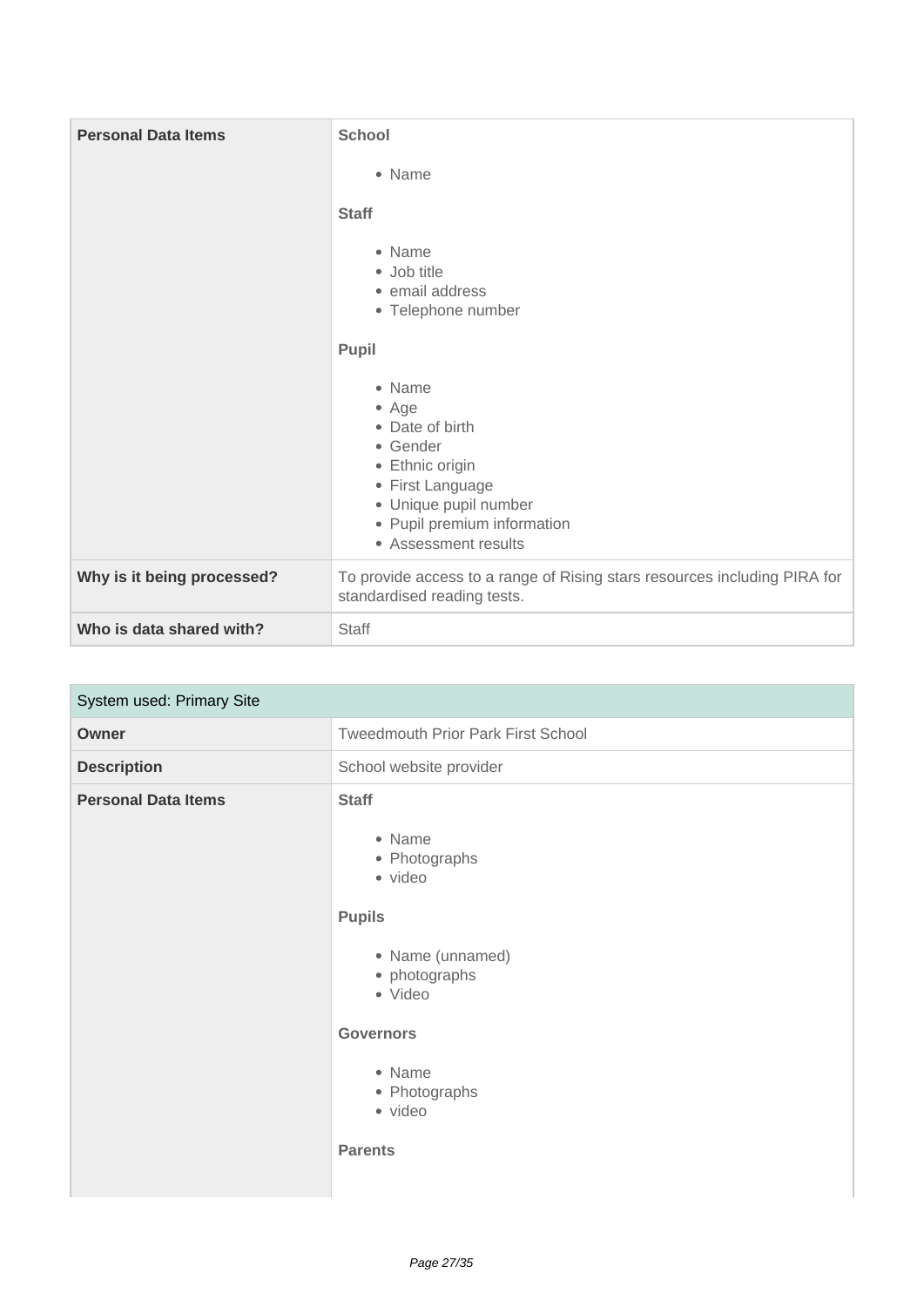| Personal Data Items | **School**<br><br>• Name<br><br>**Staff**<br><br>• Name<br>• Job title<br>• email address<br>• Telephone number<br><br>**Pupil**<br><br>• Name<br>• Age<br>• Date of birth<br>• Gender<br>• Ethnic origin<br>• First Language<br>• Unique pupil number<br>• Pupil premium information<br>• Assessment results |
|---|---|
| **Why is it being processed?** | To provide access to a range of Rising stars resources including PIRA for standardised reading tests. |
| **Who is data shared with?** | Staff |

| System used: Primary Site | |
|---|---|
| **Owner** | Tweedmouth Prior Park First School |
| **Description** | School website provider |
| **Personal Data Items** | **Staff**<br><br>• Name<br>• Photographs<br>• video<br><br>**Pupils**<br><br>• Name (unnamed)<br>• photographs<br>• Video<br><br>**Governors**<br><br>• Name<br>• Photographs<br>• video<br><br>**Parents** |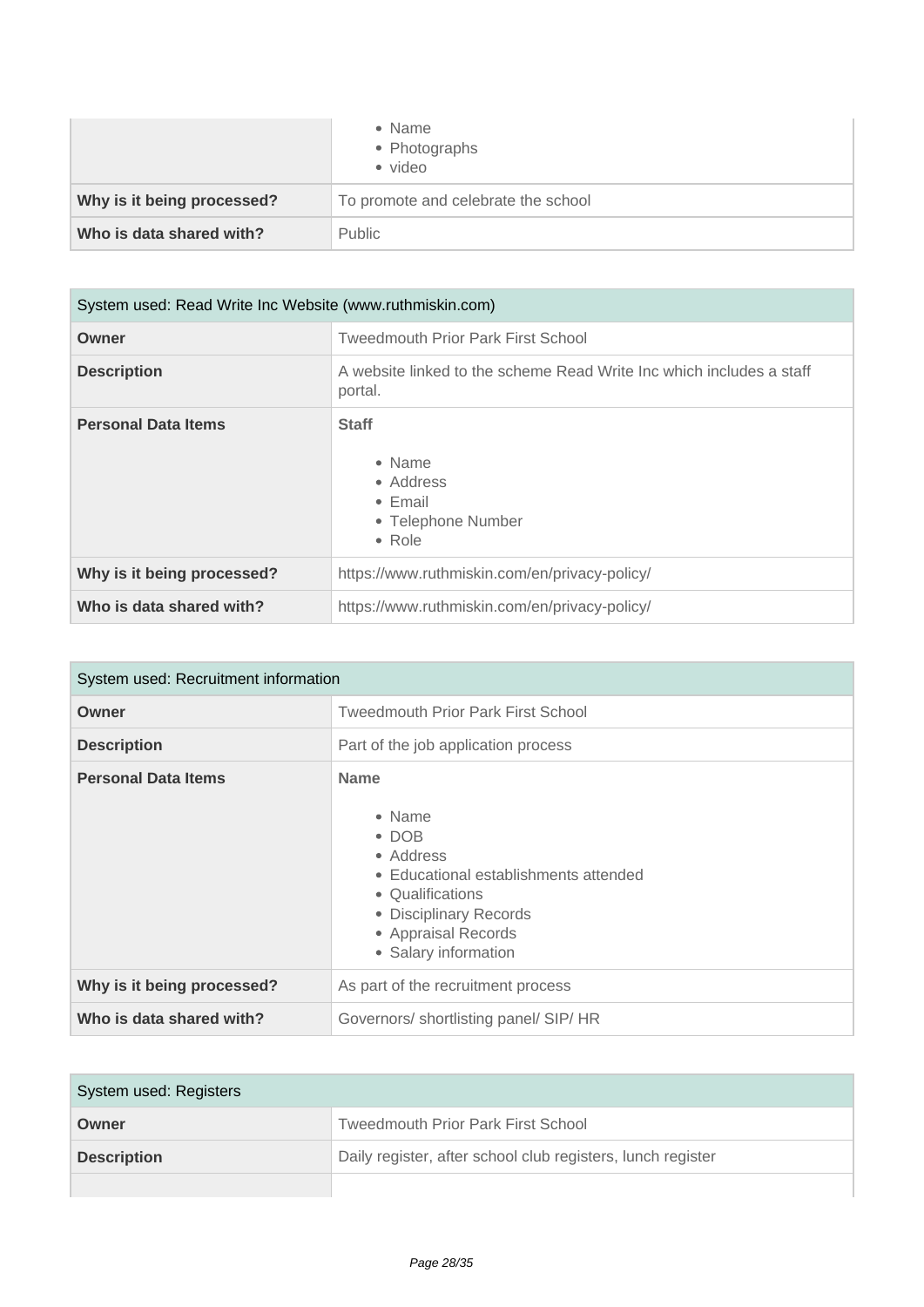| | |
|---|---|
| | • Name<br>• Photographs<br>• video |
| **Why is it being processed?** | To promote and celebrate the school |
| **Who is data shared with?** | Public |

| System used: Read Write Inc Website (www.ruthmiskin.com) | |
|---|---|
| **Owner** | Tweedmouth Prior Park First School |
| **Description** | A website linked to the scheme Read Write Inc which includes a staff portal. |
| **Personal Data Items** | **Staff**<br><br>• Name<br>• Address<br>• Email<br>• Telephone Number<br>• Role |
| **Why is it being processed?** | https://www.ruthmiskin.com/en/privacy-policy/ |
| **Who is data shared with?** | https://www.ruthmiskin.com/en/privacy-policy/ |

| System used: Recruitment information | |
|---|---|
| **Owner** | Tweedmouth Prior Park First School |
| **Description** | Part of the job application process |
| **Personal Data Items** | **Name**<br><br>• Name<br>• DOB<br>• Address<br>• Educational establishments attended<br>• Qualifications<br>• Disciplinary Records<br>• Appraisal Records<br>• Salary information |
| **Why is it being processed?** | As part of the recruitment process |
| **Who is data shared with?** | Governors/ shortlisting panel/ SIP/ HR |

| System used: Registers | |
|---|---|
| **Owner** | Tweedmouth Prior Park First School |
| **Description** | Daily register, after school club registers, lunch register |
| | |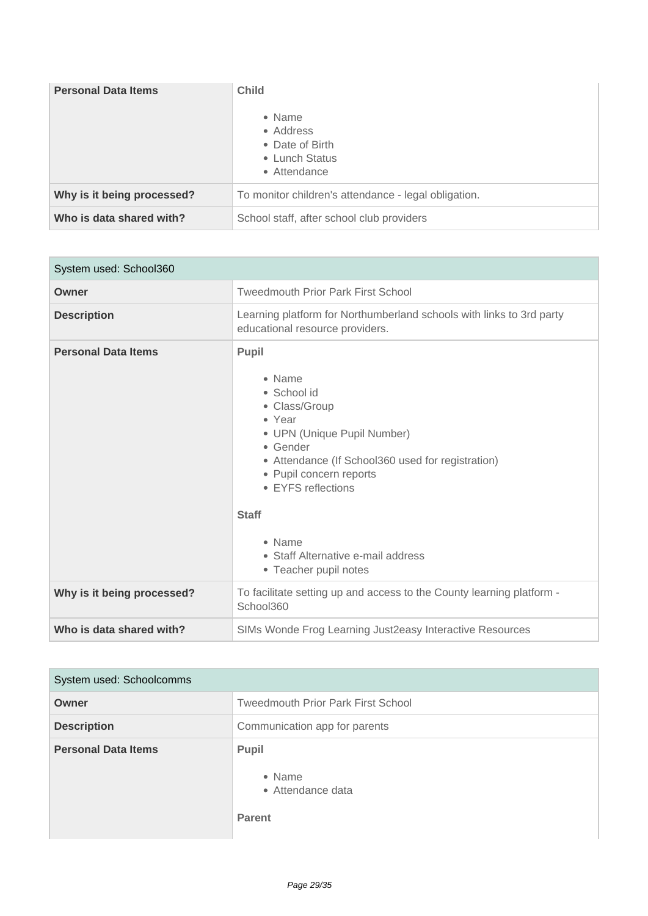| Personal Data Items | **Child**<br><br>• Name<br>• Address<br>• Date of Birth<br>• Lunch Status<br>• Attendance |
|---|---|
| **Why is it being processed?** | To monitor children's attendance - legal obligation. |
| **Who is data shared with?** | School staff, after school club providers |

| System used: School360 | |
|---|---|
| **Owner** | Tweedmouth Prior Park First School |
| **Description** | Learning platform for Northumberland schools with links to 3rd party educational resource providers. |
| **Personal Data Items** | **Pupil**<br><br>• Name<br>• School id<br>• Class/Group<br>• Year<br>• UPN (Unique Pupil Number)<br>• Gender<br>• Attendance (If School360 used for registration)<br>• Pupil concern reports<br>• EYFS reflections<br><br>**Staff**<br><br>• Name<br>• Staff Alternative e-mail address<br>• Teacher pupil notes |
| **Why is it being processed?** | To facilitate setting up and access to the County learning platform - School360 |
| **Who is data shared with?** | SIMs Wonde Frog Learning Just2easy Interactive Resources |

| System used: Schoolcomms | |
|---|---|
| **Owner** | Tweedmouth Prior Park First School |
| **Description** | Communication app for parents |
| **Personal Data Items** | **Pupil**<br><br>• Name<br>• Attendance data<br><br>**Parent** |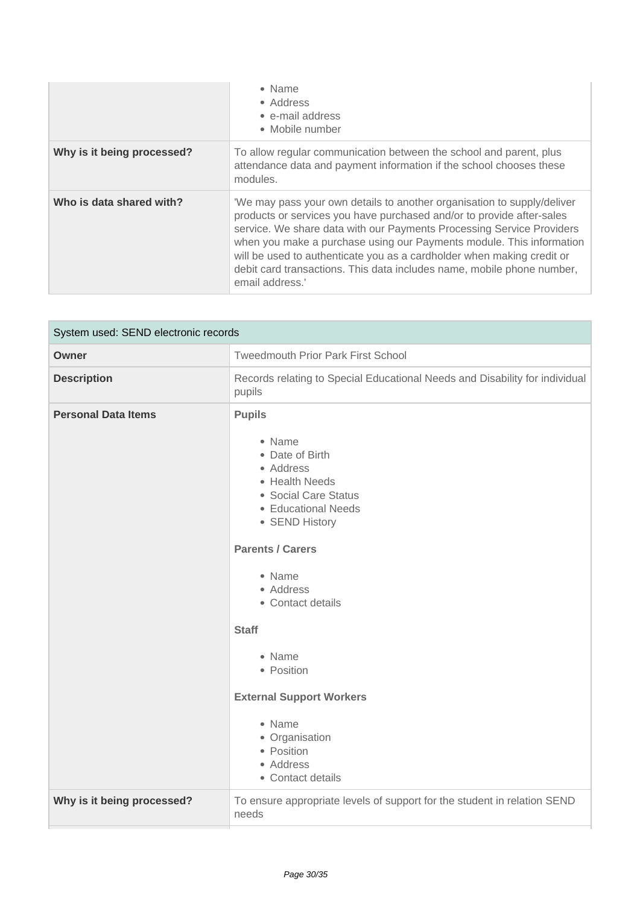| | |
|---|---|
| | • Name<br>• Address<br>• e-mail address<br>• Mobile number |
| **Why is it being processed?** | To allow regular communication between the school and parent, plus attendance data and payment information if the school chooses these modules. |
| **Who is data shared with?** | 'We may pass your own details to another organisation to supply/deliver products or services you have purchased and/or to provide after-sales service. We share data with our Payments Processing Service Providers when you make a purchase using our Payments module. This information will be used to authenticate you as a cardholder when making credit or debit card transactions. This data includes name, mobile phone number, email address.' |

| System used: SEND electronic records | |
|---|---|
| **Owner** | Tweedmouth Prior Park First School |
| **Description** | Records relating to Special Educational Needs and Disability for individual pupils |
| **Personal Data Items** | **Pupils**<br>• Name<br>• Date of Birth<br>• Address<br>• Health Needs<br>• Social Care Status<br>• Educational Needs<br>• SEND History<br><br>**Parents / Carers**<br>• Name<br>• Address<br>• Contact details<br><br>**Staff**<br>• Name<br>• Position<br><br>**External Support Workers**<br>• Name<br>• Organisation<br>• Position<br>• Address<br>• Contact details |
| **Why is it being processed?** | To ensure appropriate levels of support for the student in relation SEND needs |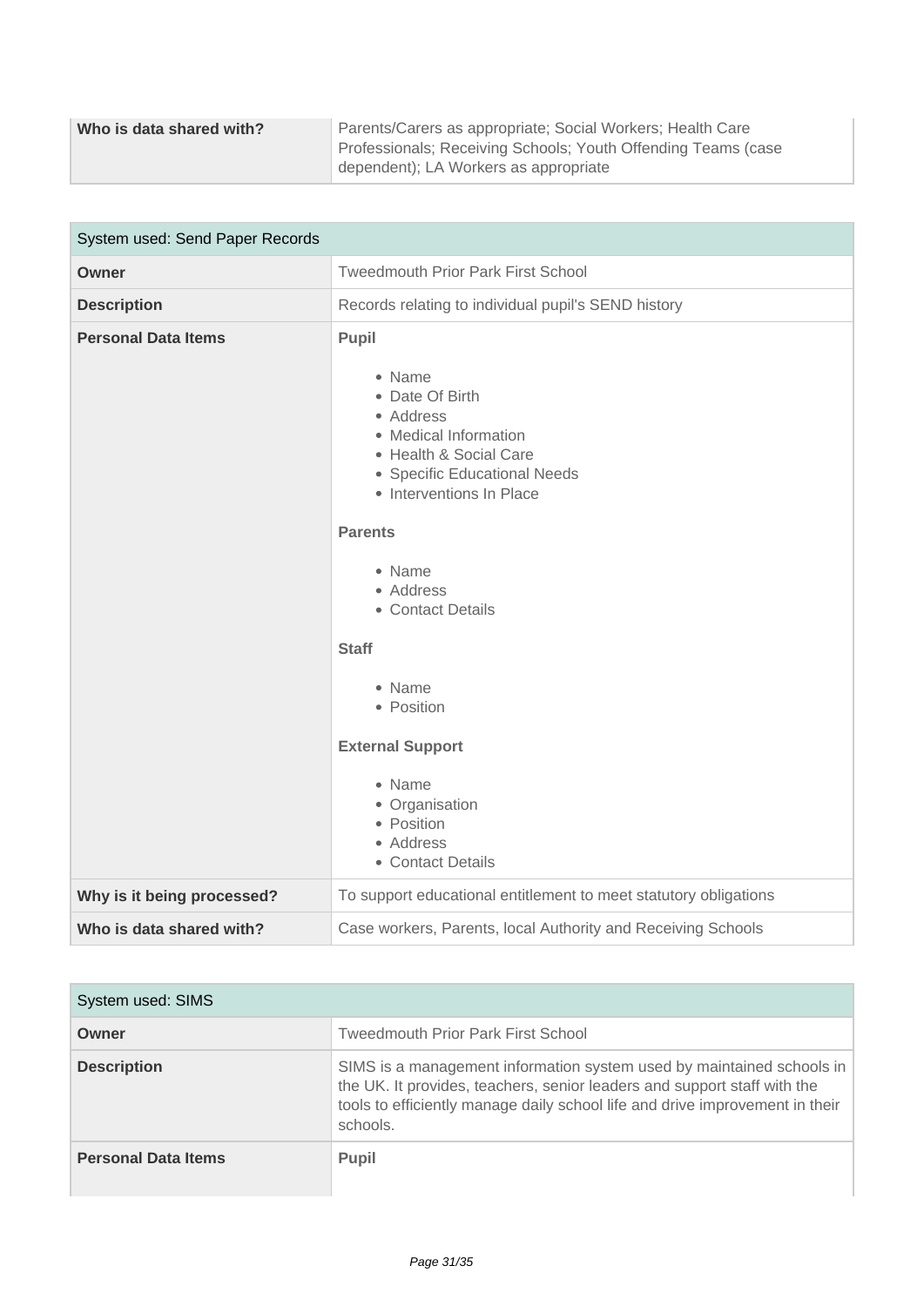| | |
|---|---|
| **Who is data shared with?** | Parents/Carers as appropriate; Social Workers; Health Care Professionals; Receiving Schools; Youth Offending Teams (case dependent); LA Workers as appropriate |

| System used: Send Paper Records | |
|---|---|
| **Owner** | Tweedmouth Prior Park First School |
| **Description** | Records relating to individual pupil's SEND history |
| **Personal Data Items** | **Pupil**<br><br>• Name<br>• Date Of Birth<br>• Address<br>• Medical Information<br>• Health & Social Care<br>• Specific Educational Needs<br>• Interventions In Place<br><br>**Parents**<br><br>• Name<br>• Address<br>• Contact Details<br><br>**Staff**<br><br>• Name<br>• Position<br><br>**External Support**<br><br>• Name<br>• Organisation<br>• Position<br>• Address<br>• Contact Details |
| **Why is it being processed?** | To support educational entitlement to meet statutory obligations |
| **Who is data shared with?** | Case workers, Parents, local Authority and Receiving Schools |

| System used: SIMS | |
|---|---|
| **Owner** | Tweedmouth Prior Park First School |
| **Description** | SIMS is a management information system used by maintained schools in the UK. It provides, teachers, senior leaders and support staff with the tools to efficiently manage daily school life and drive improvement in their schools. |
| **Personal Data Items** | **Pupil** |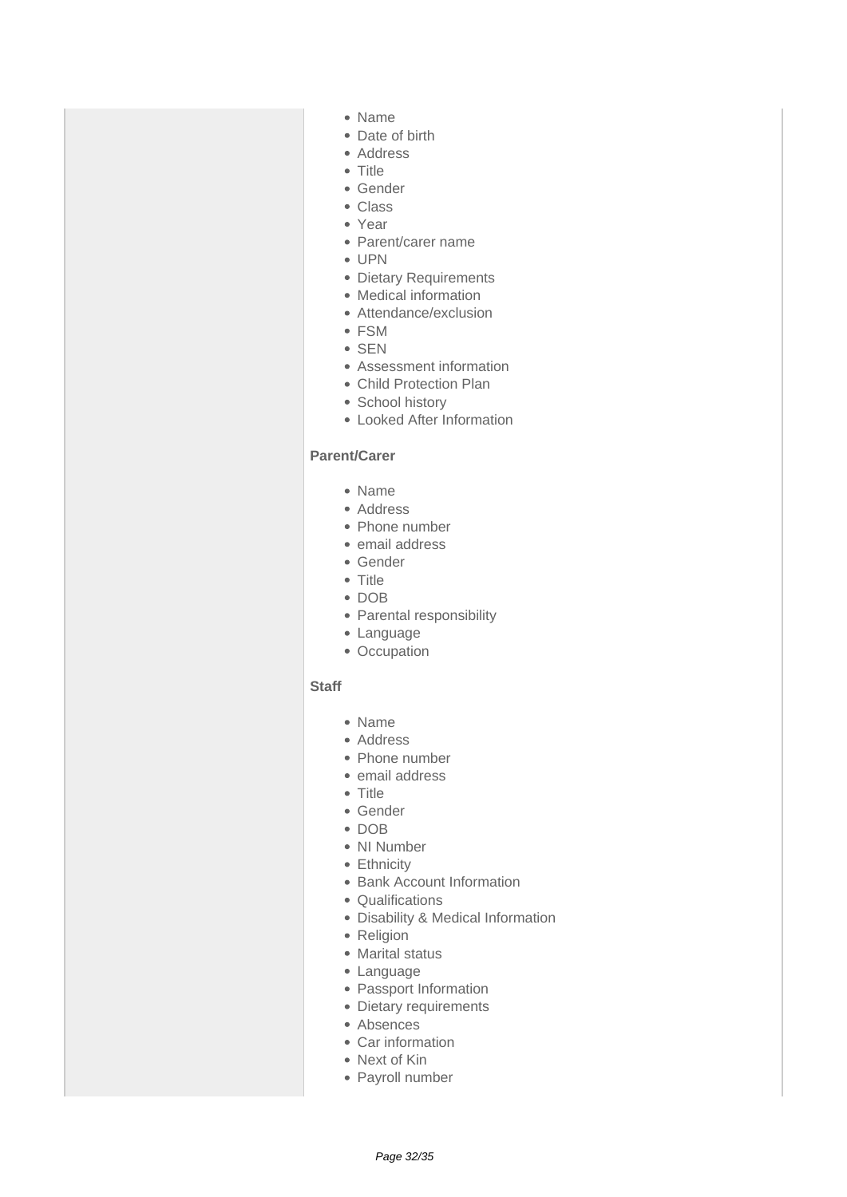- Name
- Date of birth
- Address
- Title
- Gender
- Class
- Year
- Parent/carer name
- UPN
- Dietary Requirements
- Medical information
- Attendance/exclusion
- FSM
- SEN
- Assessment information
- Child Protection Plan
- School history
- Looked After Information

**Parent/Carer**

- Name
- Address
- Phone number
- email address
- Gender
- Title
- DOB
- Parental responsibility
- Language
- Occupation

**Staff**

- Name
- Address
- Phone number
- email address
- Title
- Gender
- DOB
- NI Number
- Ethnicity
- Bank Account Information
- Qualifications
- Disability & Medical Information
- Religion
- Marital status
- Language
- Passport Information
- Dietary requirements
- Absences
- Car information
- Next of Kin
- Payroll number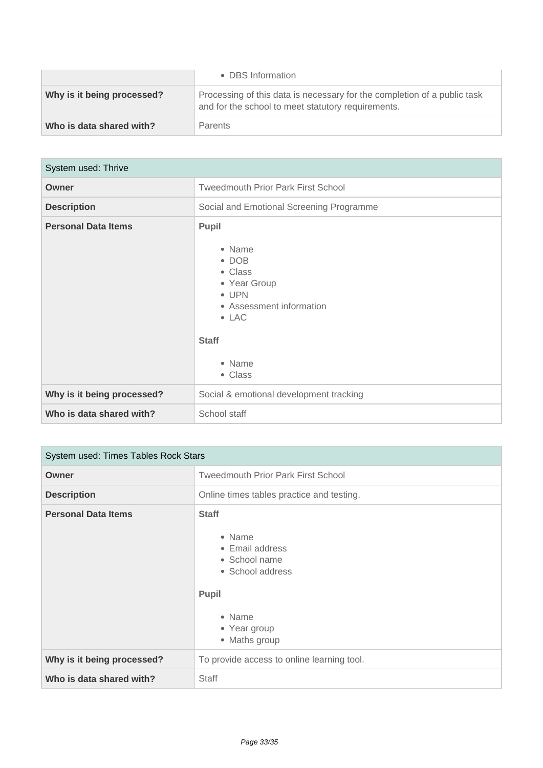| | |
|---|---|
| | • DBS Information |
| **Why is it being processed?** | Processing of this data is necessary for the completion of a public task and for the school to meet statutory requirements. |
| **Who is data shared with?** | Parents |

| System used: Thrive | |
|---|---|
| **Owner** | Tweedmouth Prior Park First School |
| **Description** | Social and Emotional Screening Programme |
| **Personal Data Items** | **Pupil**<br><br>• Name<br>• DOB<br>• Class<br>• Year Group<br>• UPN<br>• Assessment information<br>• LAC<br><br>**Staff**<br><br>• Name<br>• Class |
| **Why is it being processed?** | Social & emotional development tracking |
| **Who is data shared with?** | School staff |

| System used: Times Tables Rock Stars | |
|---|---|
| **Owner** | Tweedmouth Prior Park First School |
| **Description** | Online times tables practice and testing. |
| **Personal Data Items** | **Staff**<br><br>• Name<br>• Email address<br>• School name<br>• School address<br><br>**Pupil**<br><br>• Name<br>• Year group<br>• Maths group |
| **Why is it being processed?** | To provide access to online learning tool. |
| **Who is data shared with?** | Staff |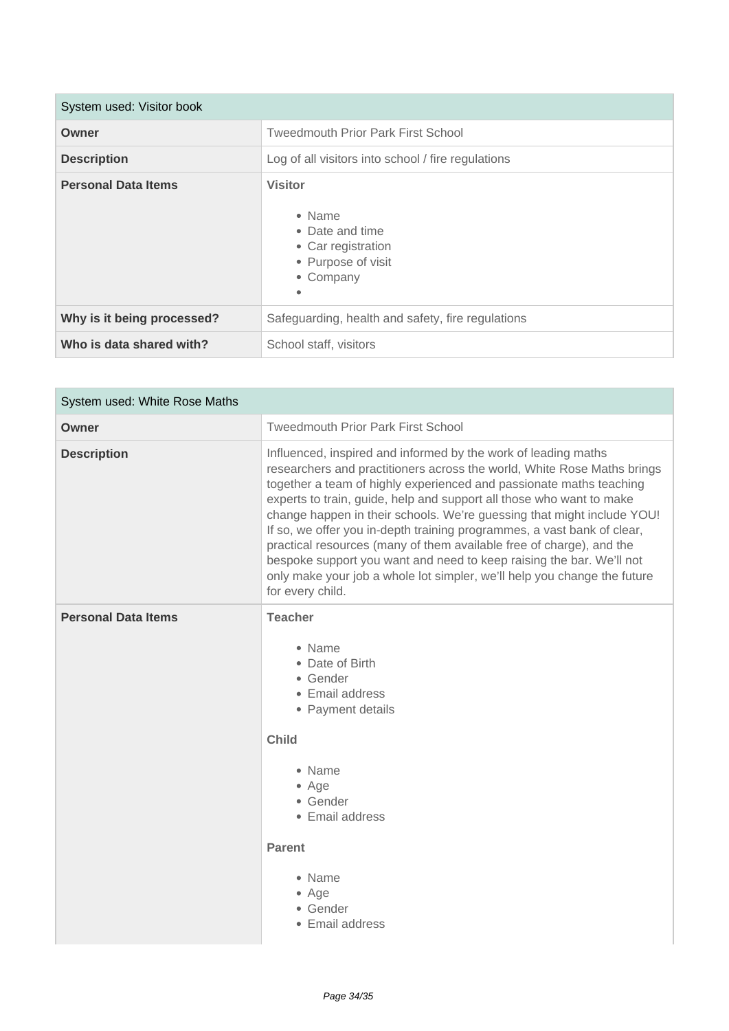| System used: Visitor book | |
|---|---|
| **Owner** | Tweedmouth Prior Park First School |
| **Description** | Log of all visitors into school / fire regulations |
| **Personal Data Items** | **Visitor**<br><br>• Name<br>• Date and time<br>• Car registration<br>• Purpose of visit<br>• Company<br>• |
| **Why is it being processed?** | Safeguarding, health and safety, fire regulations |
| **Who is data shared with?** | School staff, visitors |

| System used: White Rose Maths | |
|---|---|
| **Owner** | Tweedmouth Prior Park First School |
| **Description** | Influenced, inspired and informed by the work of leading maths researchers and practitioners across the world, White Rose Maths brings together a team of highly experienced and passionate maths teaching experts to train, guide, help and support all those who want to make change happen in their schools. We're guessing that might include YOU! If so, we offer you in-depth training programmes, a vast bank of clear, practical resources (many of them available free of charge), and the bespoke support you want and need to keep raising the bar. We'll not only make your job a whole lot simpler, we'll help you change the future for every child. |
| **Personal Data Items** | **Teacher**<br><br>• Name<br>• Date of Birth<br>• Gender<br>• Email address<br>• Payment details<br><br>**Child**<br><br>• Name<br>• Age<br>• Gender<br>• Email address<br><br>**Parent**<br><br>• Name<br>• Age<br>• Gender<br>• Email address |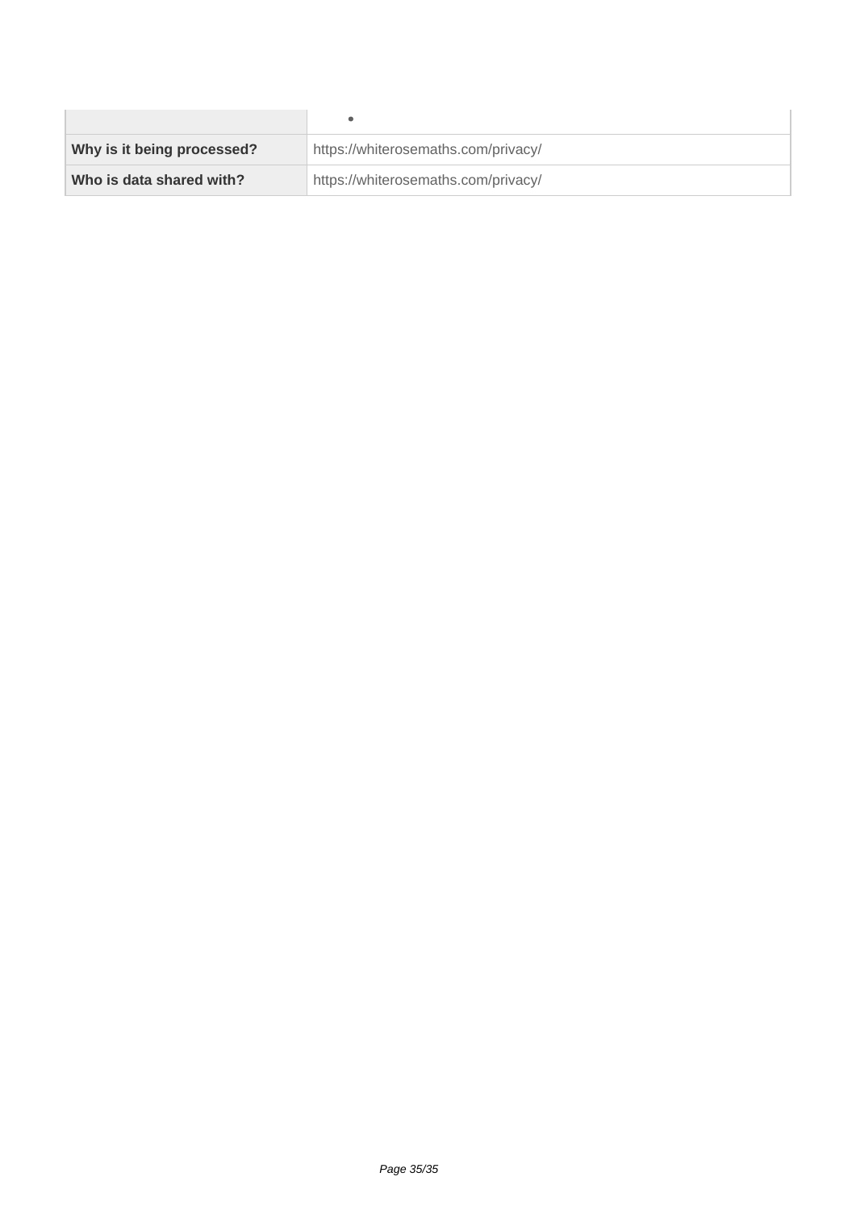| | |
|---|---|
| | • |
| **Why is it being processed?** | https://whiterosemaths.com/privacy/ |
| **Who is data shared with?** | https://whiterosemaths.com/privacy/ |